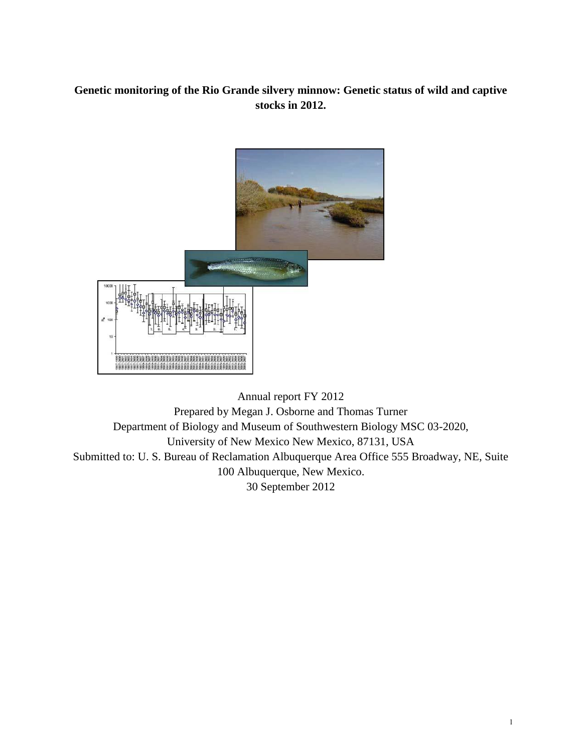# Genetic monitoring of the Rio Grande silvery minnow: Genetic status of wild and captive stocks in 2012.

Annual report FY 2012

Prepared by Megan J. Osborne and Thomas Turner

Department of Biology and Museum of Southwestern Biology MSC 03-2020,

University of New Mexico New Mexico, 87131, USA

Submitted to: U. S. Bureau of Reclamation Albuquerque Area Office 555 Broadway, NE, Suite 100 Albuquerque, New Mexico.

30 September 2012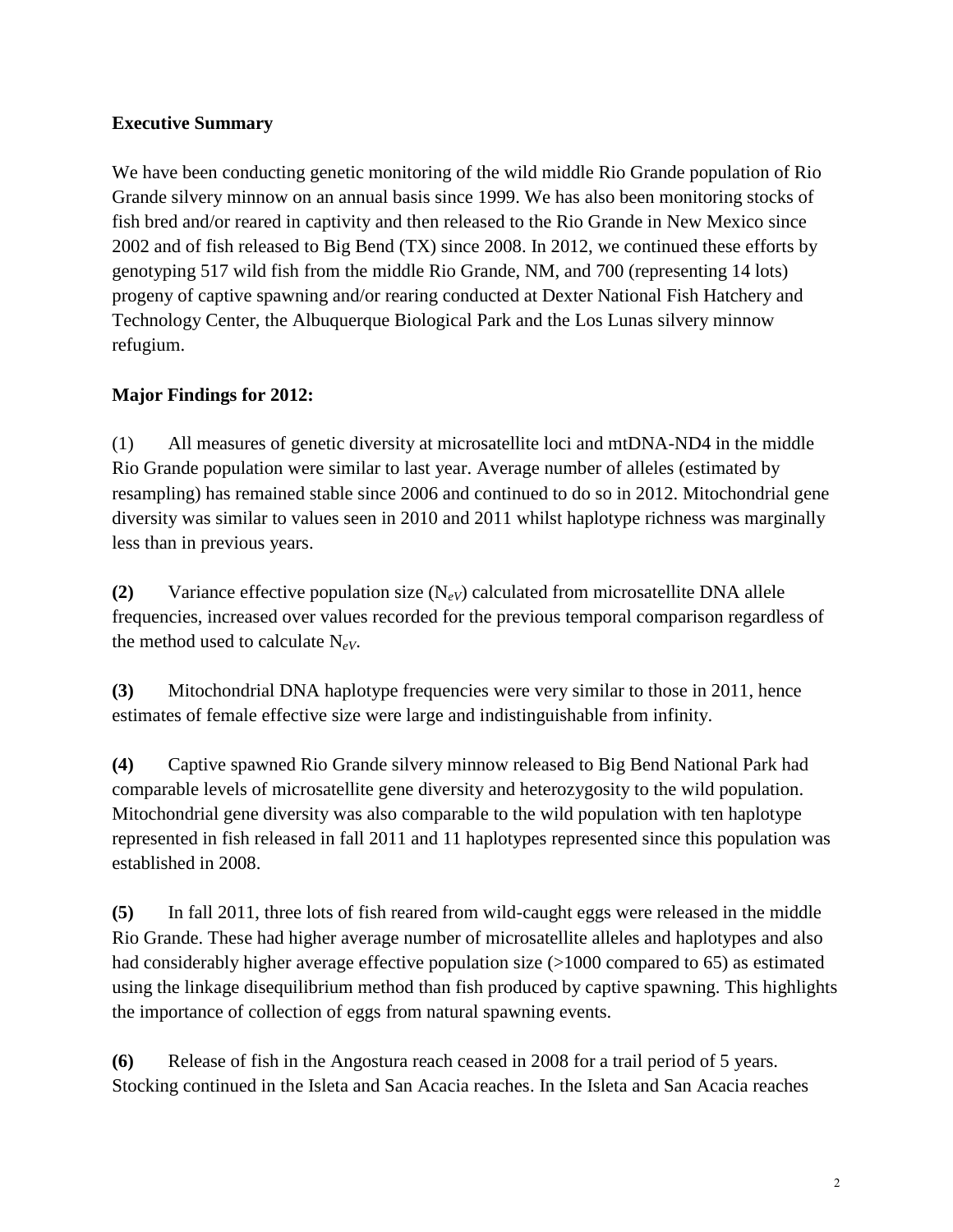**Executive Summary**

We have been conducting genetic monitoring of the wild middle Rio Grande population of Rio Grande silvery minnow on an annual basis since 1999. We has also been monitoring stocks of fish bred and/or reared in captivity and then released to the Rio Grande in New Mexico since 2002 and of fish released to Big Bend (TX) since 2008. In 2012, we continued these efforts by genotyping 517 wild fish from the middle Rio Grande, NM, and 700 (representing 14 lots) progeny of captive spawning and/or rearing conducted at Dexter National Fish Hatchery and Technology Center, the Albuquerque Biological Park and the Los Lunas silvery minnow refugium.

**Major Findings for 2012:**

(1) All measures of genetic diversity at microsatellite loci and mtDNA-ND4 in the middle Rio Grande population were similar to last year. Average number of alleles (estimated by resampling) has remained stable since 2006 and continued to do so in 2012. Mitochondrial gene diversity was similar to values seen in 2010 and 2011 whilst haplotype richness was marginally less than in previous years.

**(2)** Variance effective population size ($N_{eV}$) calculated from microsatellite DNA allele frequencies, increased over values recorded for the previous temporal comparison regardless of the method used to calculate $N_{eV}$.

**(3)** Mitochondrial DNA haplotype frequencies were very similar to those in 2011, hence estimates of female effective size were large and indistinguishable from infinity.

**(4)** Captive spawned Rio Grande silvery minnow released to Big Bend National Park had comparable levels of microsatellite gene diversity and heterozygosity to the wild population. Mitochondrial gene diversity was also comparable to the wild population with ten haplotype represented in fish released in fall 2011 and 11 haplotypes represented since this population was established in 2008.

**(5)** In fall 2011, three lots of fish reared from wild-caught eggs were released in the middle Rio Grande. These had higher average number of microsatellite alleles and haplotypes and also had considerably higher average effective population size (>1000 compared to 65) as estimated using the linkage disequilibrium method than fish produced by captive spawning. This highlights the importance of collection of eggs from natural spawning events.

**(6)** Release of fish in the Angostura reach ceased in 2008 for a trail period of 5 years. Stocking continued in the Isleta and San Acacia reaches. In the Isleta and San Acacia reaches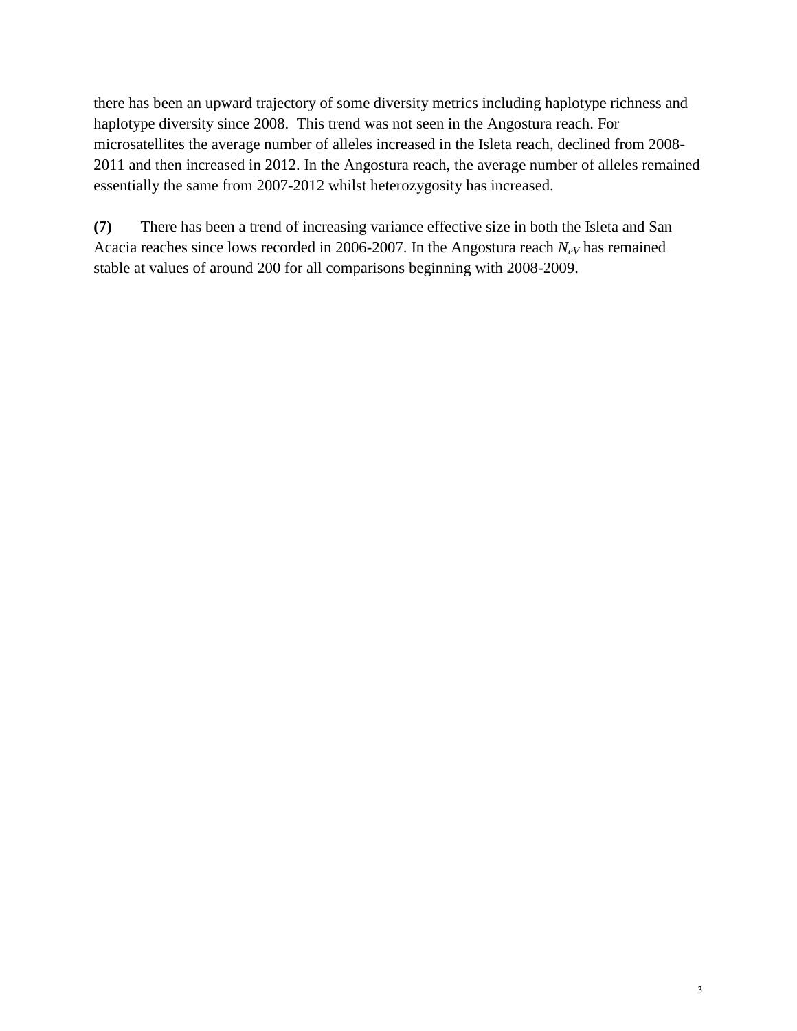there has been an upward trajectory of some diversity metrics including haplotype richness and haplotype diversity since 2008. This trend was not seen in the Angostura reach. For microsatellites the average number of alleles increased in the Isleta reach, declined from 2008-2011 and then increased in 2012. In the Angostura reach, the average number of alleles remained essentially the same from 2007-2012 whilst heterozygosity has increased.

**(7)** There has been a trend of increasing variance effective size in both the Isleta and San Acacia reaches since lows recorded in 2006-2007. In the Angostura reach $N_{eV}$ has remained stable at values of around 200 for all comparisons beginning with 2008-2009.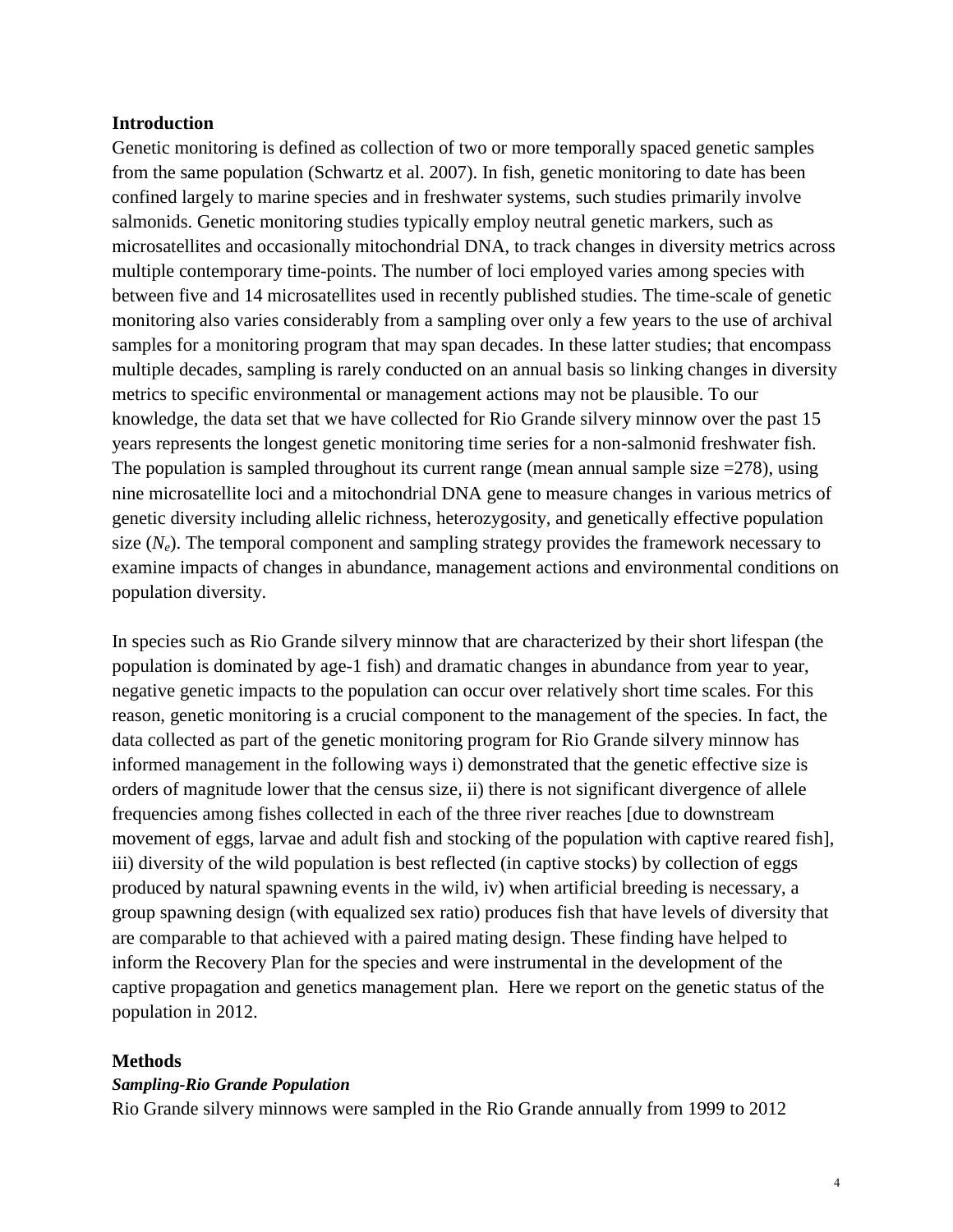## Introduction

Genetic monitoring is defined as collection of two or more temporally spaced genetic samples from the same population (Schwartz et al. 2007). In fish, genetic monitoring to date has been confined largely to marine species and in freshwater systems, such studies primarily involve salmonids. Genetic monitoring studies typically employ neutral genetic markers, such as microsatellites and occasionally mitochondrial DNA, to track changes in diversity metrics across multiple contemporary time-points. The number of loci employed varies among species with between five and 14 microsatellites used in recently published studies. The time-scale of genetic monitoring also varies considerably from a sampling over only a few years to the use of archival samples for a monitoring program that may span decades. In these latter studies; that encompass multiple decades, sampling is rarely conducted on an annual basis so linking changes in diversity metrics to specific environmental or management actions may not be plausible. To our knowledge, the data set that we have collected for Rio Grande silvery minnow over the past 15 years represents the longest genetic monitoring time series for a non-salmonid freshwater fish. The population is sampled throughout its current range (mean annual sample size =278), using nine microsatellite loci and a mitochondrial DNA gene to measure changes in various metrics of genetic diversity including allelic richness, heterozygosity, and genetically effective population size ($N_e$). The temporal component and sampling strategy provides the framework necessary to examine impacts of changes in abundance, management actions and environmental conditions on population diversity.

In species such as Rio Grande silvery minnow that are characterized by their short lifespan (the population is dominated by age-1 fish) and dramatic changes in abundance from year to year, negative genetic impacts to the population can occur over relatively short time scales. For this reason, genetic monitoring is a crucial component to the management of the species. In fact, the data collected as part of the genetic monitoring program for Rio Grande silvery minnow has informed management in the following ways i) demonstrated that the genetic effective size is orders of magnitude lower that the census size, ii) there is not significant divergence of allele frequencies among fishes collected in each of the three river reaches [due to downstream movement of eggs, larvae and adult fish and stocking of the population with captive reared fish], iii) diversity of the wild population is best reflected (in captive stocks) by collection of eggs produced by natural spawning events in the wild, iv) when artificial breeding is necessary, a group spawning design (with equalized sex ratio) produces fish that have levels of diversity that are comparable to that achieved with a paired mating design. These finding have helped to inform the Recovery Plan for the species and were instrumental in the development of the captive propagation and genetics management plan. Here we report on the genetic status of the population in 2012.

## Methods

### *Sampling-Rio Grande Population*

Rio Grande silvery minnows were sampled in the Rio Grande annually from 1999 to 2012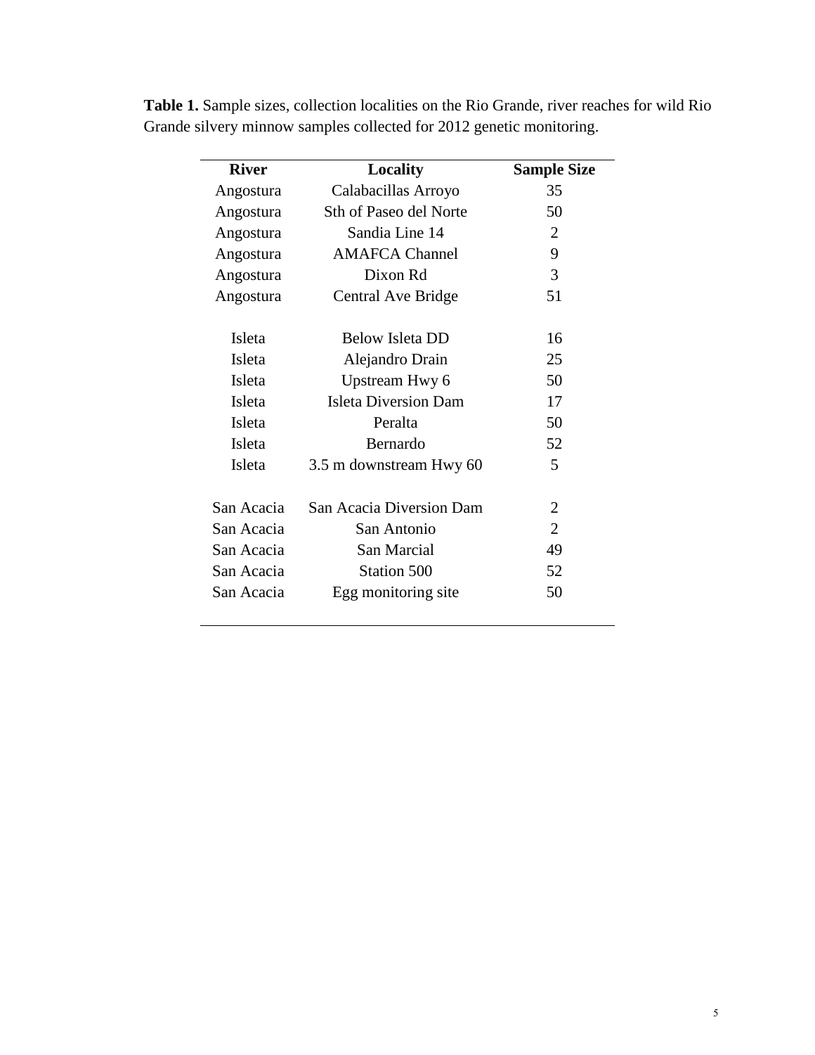**Table 1.** Sample sizes, collection localities on the Rio Grande, river reaches for wild Rio Grande silvery minnow samples collected for 2012 genetic monitoring.

| River | Locality | Sample Size |
|---|---|---|
| Angostura | Calabacillas Arroyo | 35 |
| Angostura | Sth of Paseo del Norte | 50 |
| Angostura | Sandia Line 14 | 2 |
| Angostura | AMAFCA Channel | 9 |
| Angostura | Dixon Rd | 3 |
| Angostura | Central Ave Bridge | 51 |
| Isleta | Below Isleta DD | 16 |
| Isleta | Alejandro Drain | 25 |
| Isleta | Upstream Hwy 6 | 50 |
| Isleta | Isleta Diversion Dam | 17 |
| Isleta | Peralta | 50 |
| Isleta | Bernardo | 52 |
| Isleta | 3.5 m downstream Hwy 60 | 5 |
| San Acacia | San Acacia Diversion Dam | 2 |
| San Acacia | San Antonio | 2 |
| San Acacia | San Marcial | 49 |
| San Acacia | Station 500 | 52 |
| San Acacia | Egg monitoring site | 50 |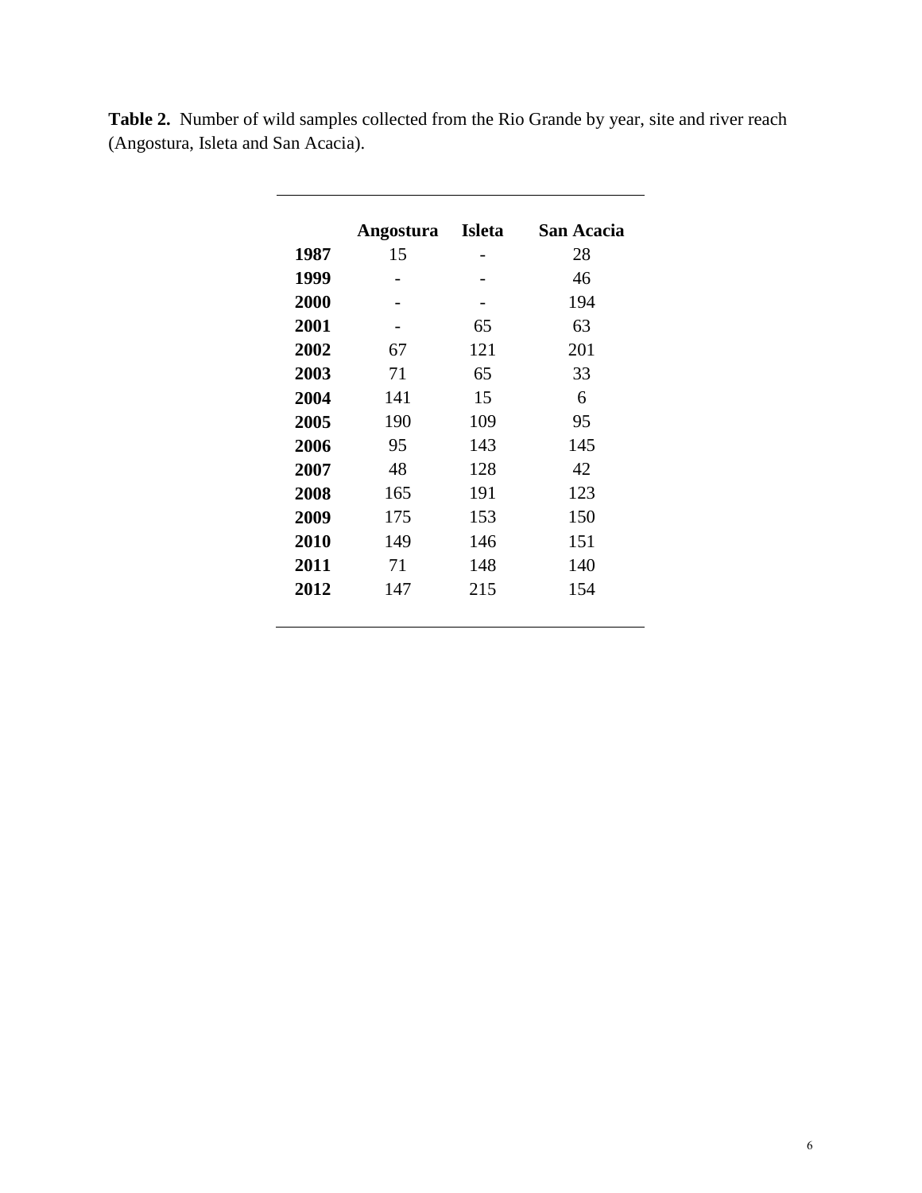**Table 2.** Number of wild samples collected from the Rio Grande by year, site and river reach (Angostura, Isleta and San Acacia).

| | **Angostura** | **Isleta** | **San Acacia** |
|---|---|---|---|
| **1987** | 15 | - | 28 |
| **1999** | - | - | 46 |
| **2000** | - | - | 194 |
| **2001** | - | 65 | 63 |
| **2002** | 67 | 121 | 201 |
| **2003** | 71 | 65 | 33 |
| **2004** | 141 | 15 | 6 |
| **2005** | 190 | 109 | 95 |
| **2006** | 95 | 143 | 145 |
| **2007** | 48 | 128 | 42 |
| **2008** | 165 | 191 | 123 |
| **2009** | 175 | 153 | 150 |
| **2010** | 149 | 146 | 151 |
| **2011** | 71 | 148 | 140 |
| **2012** | 147 | 215 | 154 |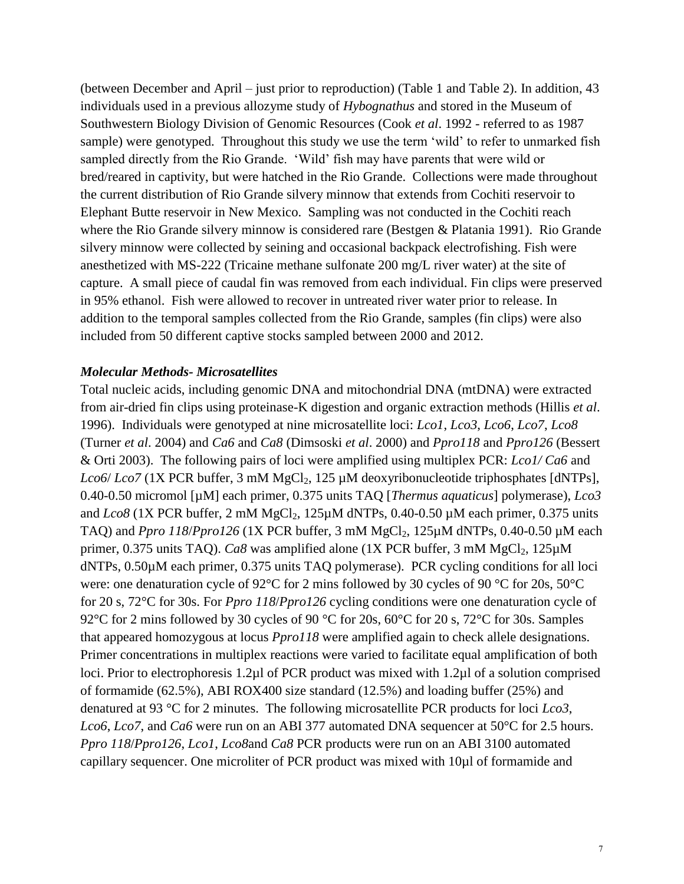(between December and April – just prior to reproduction) (Table 1 and Table 2). In addition, 43 individuals used in a previous allozyme study of *Hybognathus* and stored in the Museum of Southwestern Biology Division of Genomic Resources (Cook *et al*. 1992 - referred to as 1987 sample) were genotyped. Throughout this study we use the term 'wild' to refer to unmarked fish sampled directly from the Rio Grande. 'Wild' fish may have parents that were wild or bred/reared in captivity, but were hatched in the Rio Grande. Collections were made throughout the current distribution of Rio Grande silvery minnow that extends from Cochiti reservoir to Elephant Butte reservoir in New Mexico. Sampling was not conducted in the Cochiti reach where the Rio Grande silvery minnow is considered rare (Bestgen & Platania 1991). Rio Grande silvery minnow were collected by seining and occasional backpack electrofishing. Fish were anesthetized with MS-222 (Tricaine methane sulfonate 200 mg/L river water) at the site of capture. A small piece of caudal fin was removed from each individual. Fin clips were preserved in 95% ethanol. Fish were allowed to recover in untreated river water prior to release. In addition to the temporal samples collected from the Rio Grande, samples (fin clips) were also included from 50 different captive stocks sampled between 2000 and 2012.

### *Molecular Methods- Microsatellites*

Total nucleic acids, including genomic DNA and mitochondrial DNA (mtDNA) were extracted from air-dried fin clips using proteinase-K digestion and organic extraction methods (Hillis *et al*. 1996). Individuals were genotyped at nine microsatellite loci: *Lco1, Lco3, Lco6, Lco7, Lco8* (Turner *et al*. 2004) and *Ca6* and *Ca8* (Dimsoski *et al*. 2000) and *Ppro118* and *Ppro126* (Bessert & Orti 2003). The following pairs of loci were amplified using multiplex PCR: *Lco1/ Ca6* and *Lco6*/ *Lco7* (1X PCR buffer, 3 mM $MgCl_2$, 125 µM deoxyribonucleotide triphosphates [dNTPs], 0.40-0.50 micromol [µM] each primer, 0.375 units TAQ [*Thermus aquaticus*] polymerase), *Lco3* and *Lco8* (1X PCR buffer, 2 mM $MgCl_2$, 125µM dNTPs, 0.40-0.50 µM each primer, 0.375 units TAQ) and *Ppro 118*/*Ppro126* (1X PCR buffer, 3 mM $MgCl_2$, 125µM dNTPs, 0.40-0.50 µM each primer, 0.375 units TAQ). *Ca8* was amplified alone (1X PCR buffer, 3 mM $MgCl_2$, 125µM dNTPs, 0.50µM each primer, 0.375 units TAQ polymerase). PCR cycling conditions for all loci were: one denaturation cycle of 92°C for 2 mins followed by 30 cycles of 90 °C for 20s, 50°C for 20 s, 72°C for 30s. For *Ppro 118*/*Ppro126* cycling conditions were one denaturation cycle of 92°C for 2 mins followed by 30 cycles of 90 °C for 20s, 60°C for 20 s, 72°C for 30s. Samples that appeared homozygous at locus *Ppro118* were amplified again to check allele designations. Primer concentrations in multiplex reactions were varied to facilitate equal amplification of both loci. Prior to electrophoresis 1.2µl of PCR product was mixed with 1.2µl of a solution comprised of formamide (62.5%), ABI ROX400 size standard (12.5%) and loading buffer (25%) and denatured at 93 °C for 2 minutes. The following microsatellite PCR products for loci *Lco3*, *Lco6*, *Lco7*, and *Ca6* were run on an ABI 377 automated DNA sequencer at 50°C for 2.5 hours. *Ppro 118*/*Ppro126*, *Lco1*, *Lco8*and *Ca8* PCR products were run on an ABI 3100 automated capillary sequencer. One microliter of PCR product was mixed with 10µl of formamide and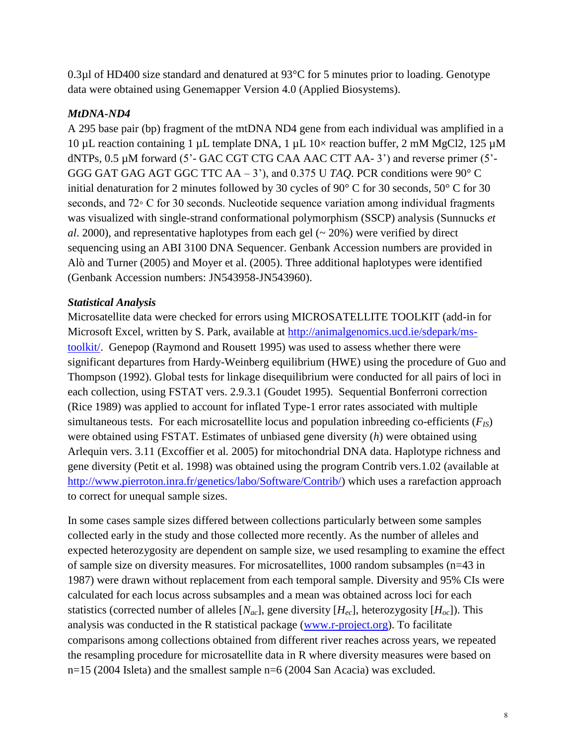0.3μl of HD400 size standard and denatured at 93°C for 5 minutes prior to loading. Genotype data were obtained using Genemapper Version 4.0 (Applied Biosystems).

### *MtDNA-ND4*

A 295 base pair (bp) fragment of the mtDNA ND4 gene from each individual was amplified in a 10 μL reaction containing 1 μL template DNA, 1 μL 10× reaction buffer, 2 mM MgCl2, 125 μM dNTPs, 0.5 μM forward (5'- GAC CGT CTG CAA AAC CTT AA- 3') and reverse primer (5'- GGG GAT GAG AGT GGC TTC AA – 3'), and 0.375 U *TAQ*. PCR conditions were 90° C initial denaturation for 2 minutes followed by 30 cycles of 90° C for 30 seconds, 50° C for 30 seconds, and 72◦ C for 30 seconds. Nucleotide sequence variation among individual fragments was visualized with single-strand conformational polymorphism (SSCP) analysis (Sunnucks *et al*. 2000), and representative haplotypes from each gel (~ 20%) were verified by direct sequencing using an ABI 3100 DNA Sequencer. Genbank Accession numbers are provided in Alò and Turner (2005) and Moyer et al. (2005). Three additional haplotypes were identified (Genbank Accession numbers: JN543958-JN543960).

### *Statistical Analysis*

Microsatellite data were checked for errors using MICROSATELLITE TOOLKIT (add-in for Microsoft Excel, written by S. Park, available at http://animalgenomics.ucd.ie/sdepark/ms-toolkit/. Genepop (Raymond and Rousett 1995) was used to assess whether there were significant departures from Hardy-Weinberg equilibrium (HWE) using the procedure of Guo and Thompson (1992). Global tests for linkage disequilibrium were conducted for all pairs of loci in each collection, using FSTAT vers. 2.9.3.1 (Goudet 1995). Sequential Bonferroni correction (Rice 1989) was applied to account for inflated Type-1 error rates associated with multiple simultaneous tests. For each microsatellite locus and population inbreeding co-efficients ($F_{IS}$) were obtained using FSTAT. Estimates of unbiased gene diversity (*h*) were obtained using Arlequin vers. 3.11 (Excoffier et al. 2005) for mitochondrial DNA data. Haplotype richness and gene diversity (Petit et al. 1998) was obtained using the program Contrib vers.1.02 (available at http://www.pierroton.inra.fr/genetics/labo/Software/Contrib/) which uses a rarefaction approach to correct for unequal sample sizes.

In some cases sample sizes differed between collections particularly between some samples collected early in the study and those collected more recently. As the number of alleles and expected heterozygosity are dependent on sample size, we used resampling to examine the effect of sample size on diversity measures. For microsatellites, 1000 random subsamples (n=43 in 1987) were drawn without replacement from each temporal sample. Diversity and 95% CIs were calculated for each locus across subsamples and a mean was obtained across loci for each statistics (corrected number of alleles [$N_{ac}$], gene diversity [$H_{ec}$], heterozygosity [$H_{oc}$]). This analysis was conducted in the R statistical package (www.r-project.org). To facilitate comparisons among collections obtained from different river reaches across years, we repeated the resampling procedure for microsatellite data in R where diversity measures were based on n=15 (2004 Isleta) and the smallest sample n=6 (2004 San Acacia) was excluded.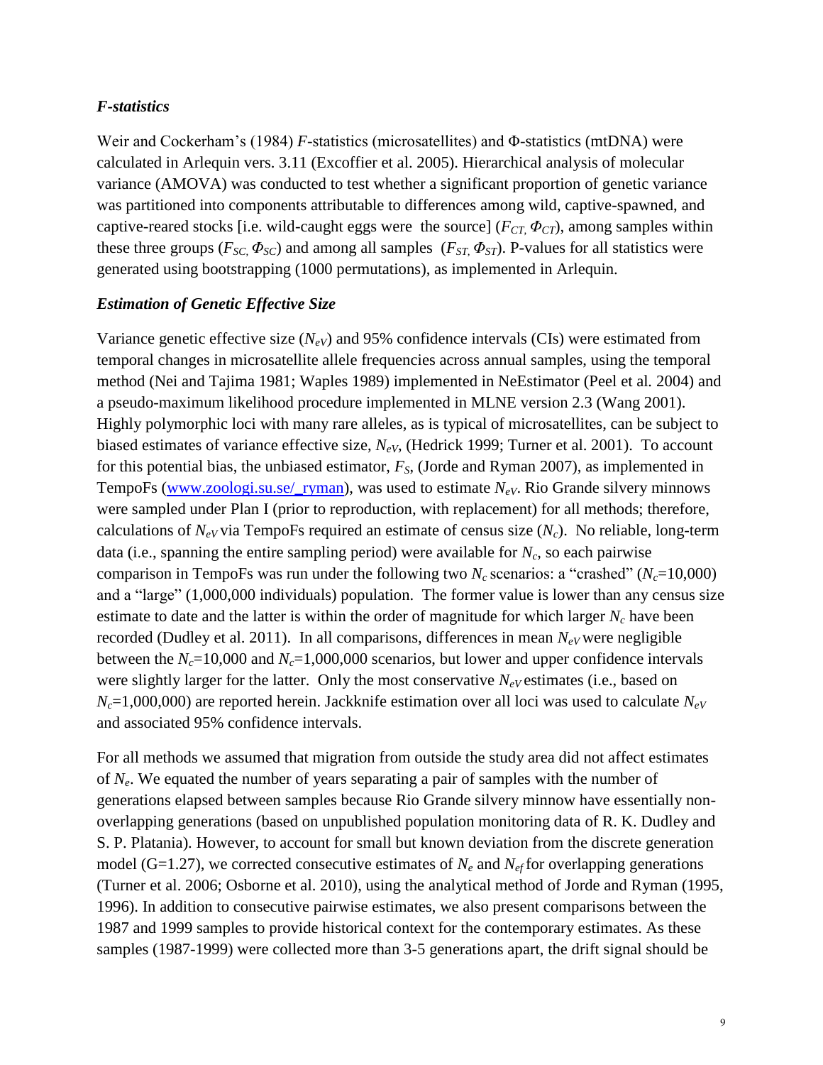### *F-statistics*

Weir and Cockerham's (1984) *F*-statistics (microsatellites) and Φ-statistics (mtDNA) were calculated in Arlequin vers. 3.11 (Excoffier et al. 2005). Hierarchical analysis of molecular variance (AMOVA) was conducted to test whether a significant proportion of genetic variance was partitioned into components attributable to differences among wild, captive-spawned, and captive-reared stocks [i.e. wild-caught eggs were the source] ($F_{CT}$, $\Phi_{CT}$), among samples within these three groups ($F_{SC}$, $\Phi_{SC}$) and among all samples ($F_{ST}$, $\Phi_{ST}$). P-values for all statistics were generated using bootstrapping (1000 permutations), as implemented in Arlequin.

### *Estimation of Genetic Effective Size*

Variance genetic effective size ($N_{eV}$) and 95% confidence intervals (CIs) were estimated from temporal changes in microsatellite allele frequencies across annual samples, using the temporal method (Nei and Tajima 1981; Waples 1989) implemented in NeEstimator (Peel et al. 2004) and a pseudo-maximum likelihood procedure implemented in MLNE version 2.3 (Wang 2001). Highly polymorphic loci with many rare alleles, as is typical of microsatellites, can be subject to biased estimates of variance effective size, $N_{eV}$, (Hedrick 1999; Turner et al. 2001). To account for this potential bias, the unbiased estimator, $F_S$, (Jorde and Ryman 2007), as implemented in TempoFs (www.zoologi.su.se/_ryman), was used to estimate $N_{eV}$. Rio Grande silvery minnows were sampled under Plan I (prior to reproduction, with replacement) for all methods; therefore, calculations of $N_{eV}$ via TempoFs required an estimate of census size ($N_c$). No reliable, long-term data (i.e., spanning the entire sampling period) were available for $N_c$, so each pairwise comparison in TempoFs was run under the following two $N_c$ scenarios: a "crashed" ($N_c$=10,000) and a "large" (1,000,000 individuals) population. The former value is lower than any census size estimate to date and the latter is within the order of magnitude for which larger $N_c$ have been recorded (Dudley et al. 2011). In all comparisons, differences in mean $N_{eV}$ were negligible between the $N_c$=10,000 and $N_c$=1,000,000 scenarios, but lower and upper confidence intervals were slightly larger for the latter. Only the most conservative $N_{eV}$ estimates (i.e., based on $N_c$=1,000,000) are reported herein. Jackknife estimation over all loci was used to calculate $N_{eV}$ and associated 95% confidence intervals.

For all methods we assumed that migration from outside the study area did not affect estimates of $N_e$. We equated the number of years separating a pair of samples with the number of generations elapsed between samples because Rio Grande silvery minnow have essentially non-overlapping generations (based on unpublished population monitoring data of R. K. Dudley and S. P. Platania). However, to account for small but known deviation from the discrete generation model (G=1.27), we corrected consecutive estimates of $N_e$ and $N_{ef}$ for overlapping generations (Turner et al. 2006; Osborne et al. 2010), using the analytical method of Jorde and Ryman (1995, 1996). In addition to consecutive pairwise estimates, we also present comparisons between the 1987 and 1999 samples to provide historical context for the contemporary estimates. As these samples (1987-1999) were collected more than 3-5 generations apart, the drift signal should be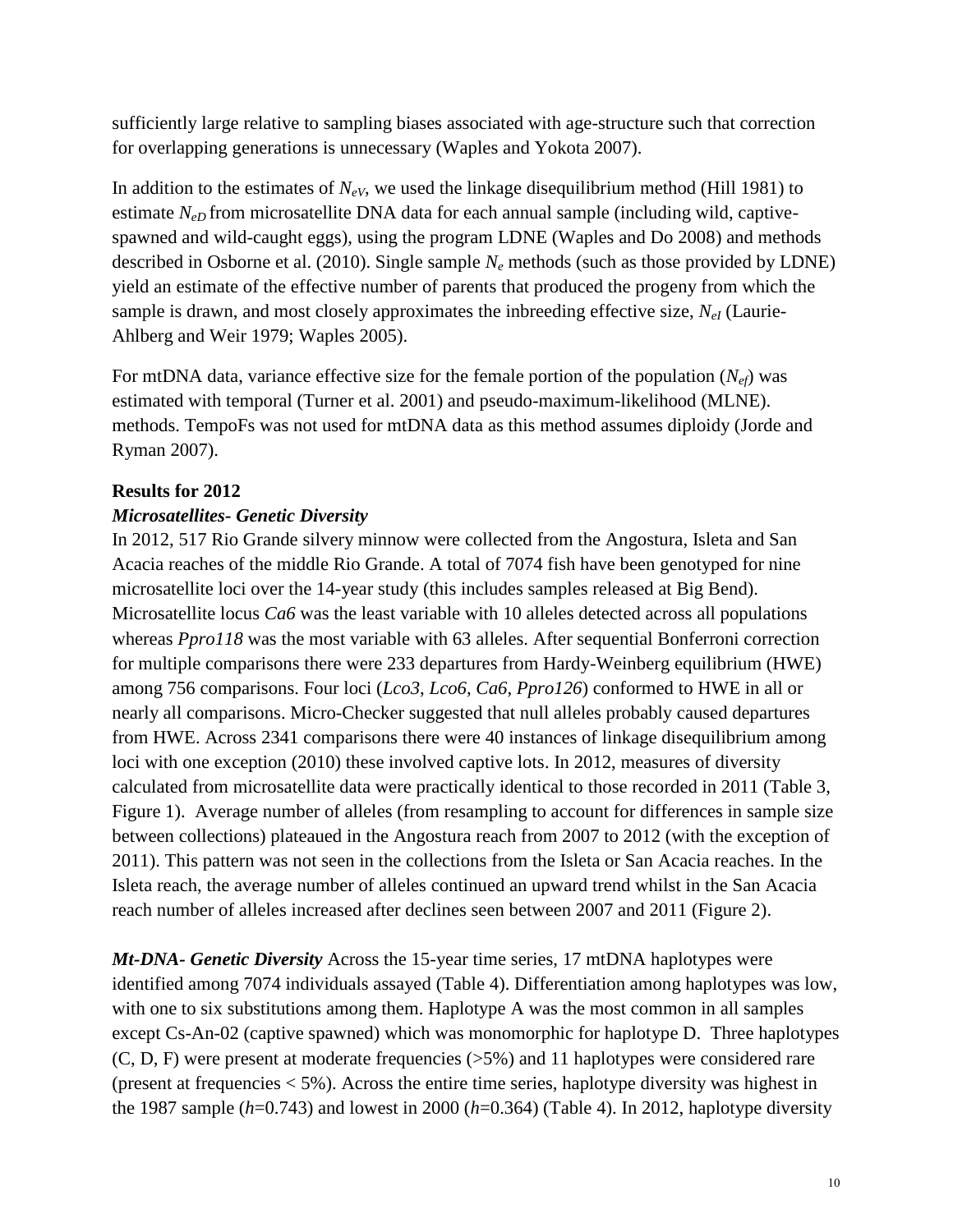sufficiently large relative to sampling biases associated with age-structure such that correction for overlapping generations is unnecessary (Waples and Yokota 2007).

In addition to the estimates of $N_{eV}$, we used the linkage disequilibrium method (Hill 1981) to estimate $N_{eD}$ from microsatellite DNA data for each annual sample (including wild, captive-spawned and wild-caught eggs), using the program LDNE (Waples and Do 2008) and methods described in Osborne et al. (2010). Single sample $N_e$ methods (such as those provided by LDNE) yield an estimate of the effective number of parents that produced the progeny from which the sample is drawn, and most closely approximates the inbreeding effective size, $N_{eI}$ (Laurie-Ahlberg and Weir 1979; Waples 2005).

For mtDNA data, variance effective size for the female portion of the population ($N_{ef}$) was estimated with temporal (Turner et al. 2001) and pseudo-maximum-likelihood (MLNE). methods. TempoFs was not used for mtDNA data as this method assumes diploidy (Jorde and Ryman 2007).

**Results for 2012**

***Microsatellites- Genetic Diversity***

In 2012, 517 Rio Grande silvery minnow were collected from the Angostura, Isleta and San Acacia reaches of the middle Rio Grande. A total of 7074 fish have been genotyped for nine microsatellite loci over the 14-year study (this includes samples released at Big Bend). Microsatellite locus *Ca6* was the least variable with 10 alleles detected across all populations whereas *Ppro118* was the most variable with 63 alleles. After sequential Bonferroni correction for multiple comparisons there were 233 departures from Hardy-Weinberg equilibrium (HWE) among 756 comparisons. Four loci (*Lco3*, *Lco6*, *Ca6*, *Ppro126*) conformed to HWE in all or nearly all comparisons. Micro-Checker suggested that null alleles probably caused departures from HWE. Across 2341 comparisons there were 40 instances of linkage disequilibrium among loci with one exception (2010) these involved captive lots. In 2012, measures of diversity calculated from microsatellite data were practically identical to those recorded in 2011 (Table 3, Figure 1). Average number of alleles (from resampling to account for differences in sample size between collections) plateaued in the Angostura reach from 2007 to 2012 (with the exception of 2011). This pattern was not seen in the collections from the Isleta or San Acacia reaches. In the Isleta reach, the average number of alleles continued an upward trend whilst in the San Acacia reach number of alleles increased after declines seen between 2007 and 2011 (Figure 2).

***Mt-DNA- Genetic Diversity*** Across the 15-year time series, 17 mtDNA haplotypes were identified among 7074 individuals assayed (Table 4). Differentiation among haplotypes was low, with one to six substitutions among them. Haplotype A was the most common in all samples except Cs-An-02 (captive spawned) which was monomorphic for haplotype D. Three haplotypes (C, D, F) were present at moderate frequencies (>5%) and 11 haplotypes were considered rare (present at frequencies < 5%). Across the entire time series, haplotype diversity was highest in the 1987 sample ($h$=0.743) and lowest in 2000 ($h$=0.364) (Table 4). In 2012, haplotype diversity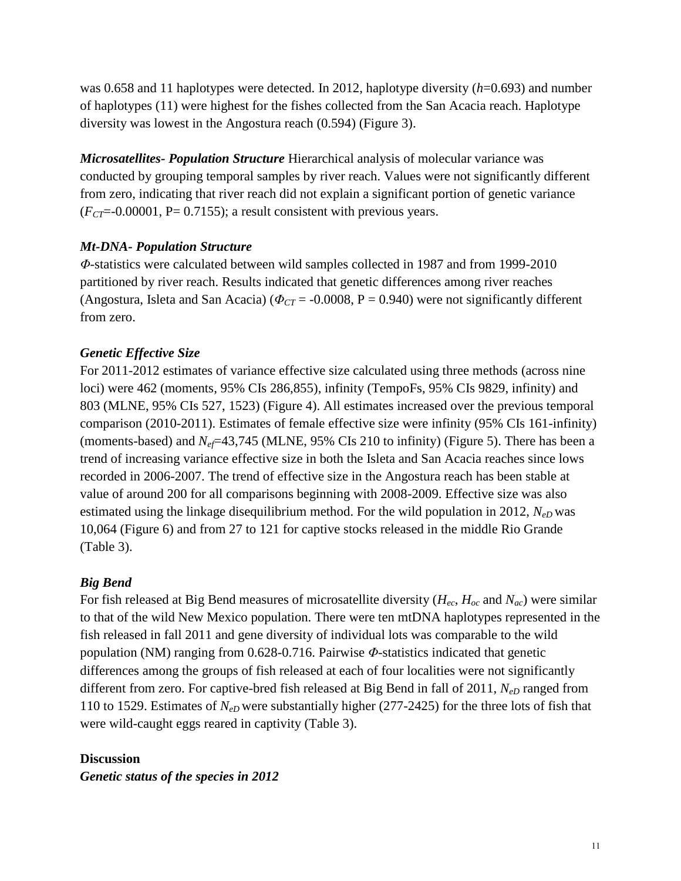was 0.658 and 11 haplotypes were detected. In 2012, haplotype diversity (*h*=0.693) and number of haplotypes (11) were highest for the fishes collected from the San Acacia reach. Haplotype diversity was lowest in the Angostura reach (0.594) (Figure 3).

***Microsatellites- Population Structure*** Hierarchical analysis of molecular variance was conducted by grouping temporal samples by river reach. Values were not significantly different from zero, indicating that river reach did not explain a significant portion of genetic variance ($F_{CT}$=-0.00001, P= 0.7155); a result consistent with previous years.

### *Mt-DNA- Population Structure*

$\Phi$-statistics were calculated between wild samples collected in 1987 and from 1999-2010 partitioned by river reach. Results indicated that genetic differences among river reaches (Angostura, Isleta and San Acacia) ($\Phi_{CT}$ = -0.0008, P = 0.940) were not significantly different from zero.

### *Genetic Effective Size*

For 2011-2012 estimates of variance effective size calculated using three methods (across nine loci) were 462 (moments, 95% CIs 286,855), infinity (TempoFs, 95% CIs 9829, infinity) and 803 (MLNE, 95% CIs 527, 1523) (Figure 4). All estimates increased over the previous temporal comparison (2010-2011). Estimates of female effective size were infinity (95% CIs 161-infinity) (moments-based) and $N_{ef}$=43,745 (MLNE, 95% CIs 210 to infinity) (Figure 5). There has been a trend of increasing variance effective size in both the Isleta and San Acacia reaches since lows recorded in 2006-2007. The trend of effective size in the Angostura reach has been stable at value of around 200 for all comparisons beginning with 2008-2009. Effective size was also estimated using the linkage disequilibrium method. For the wild population in 2012, $N_{eD}$ was 10,064 (Figure 6) and from 27 to 121 for captive stocks released in the middle Rio Grande (Table 3).

### *Big Bend*

For fish released at Big Bend measures of microsatellite diversity ($H_{ec}$, $H_{oc}$ and $N_{ac}$) were similar to that of the wild New Mexico population. There were ten mtDNA haplotypes represented in the fish released in fall 2011 and gene diversity of individual lots was comparable to the wild population (NM) ranging from 0.628-0.716. Pairwise $\Phi$-statistics indicated that genetic differences among the groups of fish released at each of four localities were not significantly different from zero. For captive-bred fish released at Big Bend in fall of 2011, $N_{eD}$ ranged from 110 to 1529. Estimates of $N_{eD}$ were substantially higher (277-2425) for the three lots of fish that were wild-caught eggs reared in captivity (Table 3).

## Discussion

### *Genetic status of the species in 2012*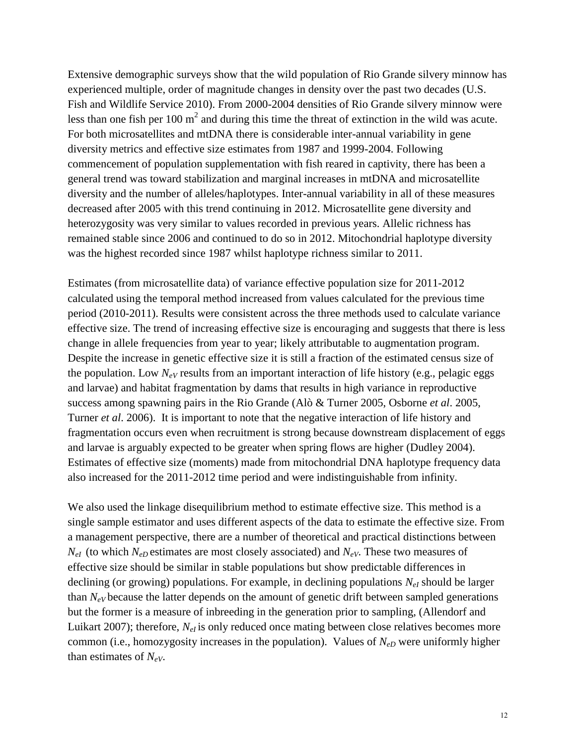Extensive demographic surveys show that the wild population of Rio Grande silvery minnow has experienced multiple, order of magnitude changes in density over the past two decades (U.S. Fish and Wildlife Service 2010). From 2000-2004 densities of Rio Grande silvery minnow were less than one fish per 100 $m^2$ and during this time the threat of extinction in the wild was acute. For both microsatellites and mtDNA there is considerable inter-annual variability in gene diversity metrics and effective size estimates from 1987 and 1999-2004. Following commencement of population supplementation with fish reared in captivity, there has been a general trend was toward stabilization and marginal increases in mtDNA and microsatellite diversity and the number of alleles/haplotypes. Inter-annual variability in all of these measures decreased after 2005 with this trend continuing in 2012. Microsatellite gene diversity and heterozygosity was very similar to values recorded in previous years. Allelic richness has remained stable since 2006 and continued to do so in 2012. Mitochondrial haplotype diversity was the highest recorded since 1987 whilst haplotype richness similar to 2011.

Estimates (from microsatellite data) of variance effective population size for 2011-2012 calculated using the temporal method increased from values calculated for the previous time period (2010-2011). Results were consistent across the three methods used to calculate variance effective size. The trend of increasing effective size is encouraging and suggests that there is less change in allele frequencies from year to year; likely attributable to augmentation program. Despite the increase in genetic effective size it is still a fraction of the estimated census size of the population. Low $N_{eV}$ results from an important interaction of life history (e.g., pelagic eggs and larvae) and habitat fragmentation by dams that results in high variance in reproductive success among spawning pairs in the Rio Grande (Alò & Turner 2005, Osborne *et al*. 2005, Turner *et al*. 2006). It is important to note that the negative interaction of life history and fragmentation occurs even when recruitment is strong because downstream displacement of eggs and larvae is arguably expected to be greater when spring flows are higher (Dudley 2004). Estimates of effective size (moments) made from mitochondrial DNA haplotype frequency data also increased for the 2011-2012 time period and were indistinguishable from infinity.

We also used the linkage disequilibrium method to estimate effective size. This method is a single sample estimator and uses different aspects of the data to estimate the effective size. From a management perspective, there are a number of theoretical and practical distinctions between $N_{eI}$ (to which $N_{eD}$ estimates are most closely associated) and $N_{eV}$. These two measures of effective size should be similar in stable populations but show predictable differences in declining (or growing) populations. For example, in declining populations $N_{eI}$ should be larger than $N_{eV}$ because the latter depends on the amount of genetic drift between sampled generations but the former is a measure of inbreeding in the generation prior to sampling, (Allendorf and Luikart 2007); therefore, $N_{eI}$ is only reduced once mating between close relatives becomes more common (i.e., homozygosity increases in the population). Values of $N_{eD}$ were uniformly higher than estimates of $N_{eV}$.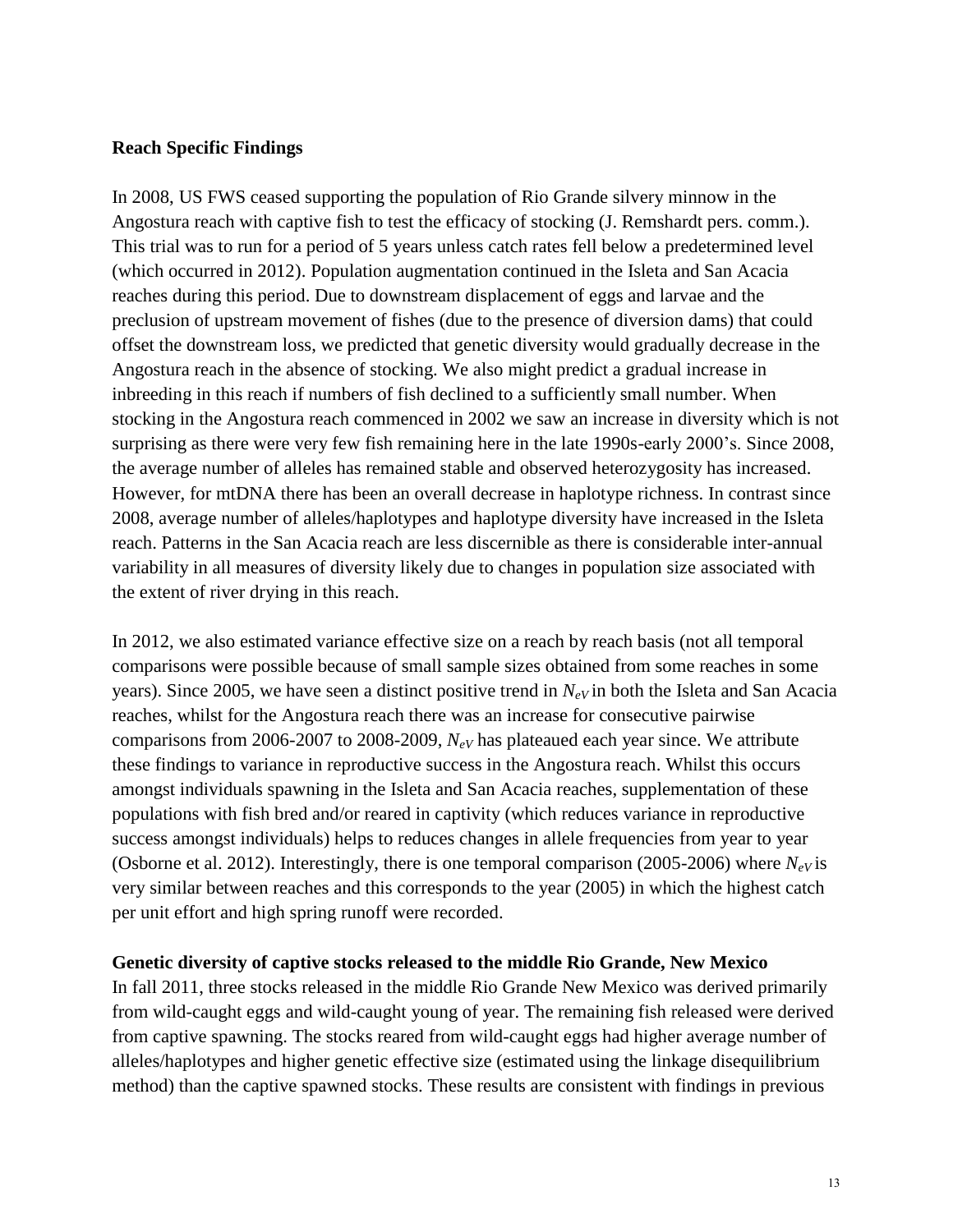**Reach Specific Findings**

In 2008, US FWS ceased supporting the population of Rio Grande silvery minnow in the Angostura reach with captive fish to test the efficacy of stocking (J. Remshardt pers. comm.). This trial was to run for a period of 5 years unless catch rates fell below a predetermined level (which occurred in 2012). Population augmentation continued in the Isleta and San Acacia reaches during this period. Due to downstream displacement of eggs and larvae and the preclusion of upstream movement of fishes (due to the presence of diversion dams) that could offset the downstream loss, we predicted that genetic diversity would gradually decrease in the Angostura reach in the absence of stocking. We also might predict a gradual increase in inbreeding in this reach if numbers of fish declined to a sufficiently small number. When stocking in the Angostura reach commenced in 2002 we saw an increase in diversity which is not surprising as there were very few fish remaining here in the late 1990s-early 2000's. Since 2008, the average number of alleles has remained stable and observed heterozygosity has increased. However, for mtDNA there has been an overall decrease in haplotype richness. In contrast since 2008, average number of alleles/haplotypes and haplotype diversity have increased in the Isleta reach. Patterns in the San Acacia reach are less discernible as there is considerable inter-annual variability in all measures of diversity likely due to changes in population size associated with the extent of river drying in this reach.

In 2012, we also estimated variance effective size on a reach by reach basis (not all temporal comparisons were possible because of small sample sizes obtained from some reaches in some years). Since 2005, we have seen a distinct positive trend in $N_{eV}$ in both the Isleta and San Acacia reaches, whilst for the Angostura reach there was an increase for consecutive pairwise comparisons from 2006-2007 to 2008-2009, $N_{eV}$ has plateaued each year since. We attribute these findings to variance in reproductive success in the Angostura reach. Whilst this occurs amongst individuals spawning in the Isleta and San Acacia reaches, supplementation of these populations with fish bred and/or reared in captivity (which reduces variance in reproductive success amongst individuals) helps to reduces changes in allele frequencies from year to year (Osborne et al. 2012). Interestingly, there is one temporal comparison (2005-2006) where $N_{eV}$ is very similar between reaches and this corresponds to the year (2005) in which the highest catch per unit effort and high spring runoff were recorded.

**Genetic diversity of captive stocks released to the middle Rio Grande, New Mexico**

In fall 2011, three stocks released in the middle Rio Grande New Mexico was derived primarily from wild-caught eggs and wild-caught young of year. The remaining fish released were derived from captive spawning. The stocks reared from wild-caught eggs had higher average number of alleles/haplotypes and higher genetic effective size (estimated using the linkage disequilibrium method) than the captive spawned stocks. These results are consistent with findings in previous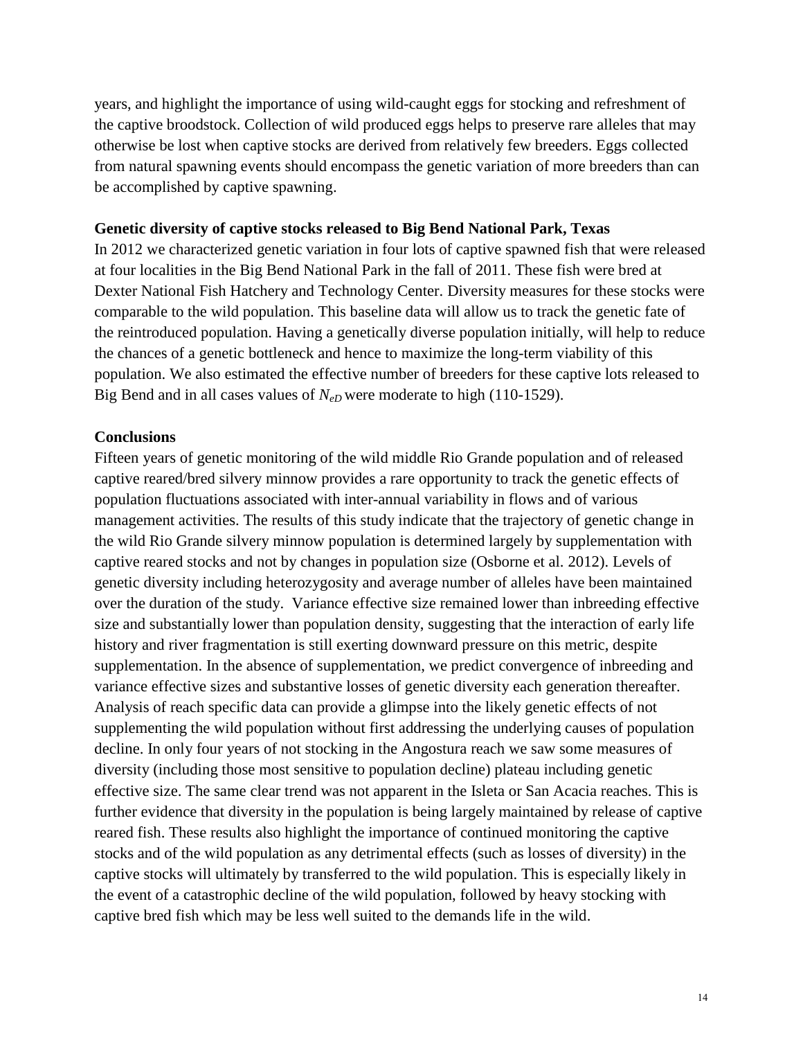years, and highlight the importance of using wild-caught eggs for stocking and refreshment of the captive broodstock. Collection of wild produced eggs helps to preserve rare alleles that may otherwise be lost when captive stocks are derived from relatively few breeders. Eggs collected from natural spawning events should encompass the genetic variation of more breeders than can be accomplished by captive spawning.

**Genetic diversity of captive stocks released to Big Bend National Park, Texas**

In 2012 we characterized genetic variation in four lots of captive spawned fish that were released at four localities in the Big Bend National Park in the fall of 2011. These fish were bred at Dexter National Fish Hatchery and Technology Center. Diversity measures for these stocks were comparable to the wild population. This baseline data will allow us to track the genetic fate of the reintroduced population. Having a genetically diverse population initially, will help to reduce the chances of a genetic bottleneck and hence to maximize the long-term viability of this population. We also estimated the effective number of breeders for these captive lots released to Big Bend and in all cases values of $N_{eD}$ were moderate to high (110-1529).

**Conclusions**

Fifteen years of genetic monitoring of the wild middle Rio Grande population and of released captive reared/bred silvery minnow provides a rare opportunity to track the genetic effects of population fluctuations associated with inter-annual variability in flows and of various management activities. The results of this study indicate that the trajectory of genetic change in the wild Rio Grande silvery minnow population is determined largely by supplementation with captive reared stocks and not by changes in population size (Osborne et al. 2012). Levels of genetic diversity including heterozygosity and average number of alleles have been maintained over the duration of the study. Variance effective size remained lower than inbreeding effective size and substantially lower than population density, suggesting that the interaction of early life history and river fragmentation is still exerting downward pressure on this metric, despite supplementation. In the absence of supplementation, we predict convergence of inbreeding and variance effective sizes and substantive losses of genetic diversity each generation thereafter. Analysis of reach specific data can provide a glimpse into the likely genetic effects of not supplementing the wild population without first addressing the underlying causes of population decline. In only four years of not stocking in the Angostura reach we saw some measures of diversity (including those most sensitive to population decline) plateau including genetic effective size. The same clear trend was not apparent in the Isleta or San Acacia reaches. This is further evidence that diversity in the population is being largely maintained by release of captive reared fish. These results also highlight the importance of continued monitoring the captive stocks and of the wild population as any detrimental effects (such as losses of diversity) in the captive stocks will ultimately by transferred to the wild population. This is especially likely in the event of a catastrophic decline of the wild population, followed by heavy stocking with captive bred fish which may be less well suited to the demands life in the wild.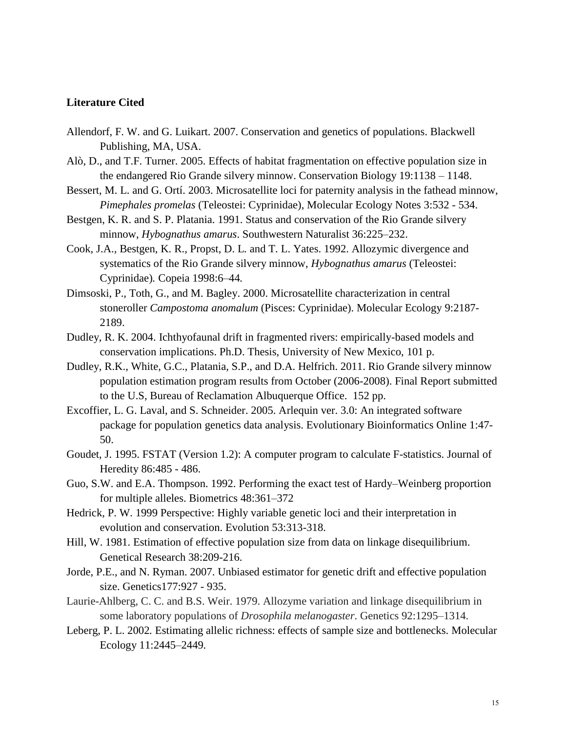## Literature Cited

Allendorf, F. W. and G. Luikart. 2007. Conservation and genetics of populations. Blackwell Publishing, MA, USA.

Alò, D., and T.F. Turner. 2005. Effects of habitat fragmentation on effective population size in the endangered Rio Grande silvery minnow. Conservation Biology 19:1138 – 1148.

Bessert, M. L. and G. Ortí. 2003. Microsatellite loci for paternity analysis in the fathead minnow, *Pimephales promelas* (Teleostei: Cyprinidae), Molecular Ecology Notes 3:532 - 534.

Bestgen, K. R. and S. P. Platania. 1991. Status and conservation of the Rio Grande silvery minnow, *Hybognathus amarus*. Southwestern Naturalist 36:225–232.

Cook, J.A., Bestgen, K. R., Propst, D. L. and T. L. Yates. 1992. Allozymic divergence and systematics of the Rio Grande silvery minnow, *Hybognathus amarus* (Teleostei: Cyprinidae). Copeia 1998:6–44.

Dimsoski, P., Toth, G., and M. Bagley. 2000. Microsatellite characterization in central stoneroller *Campostoma anomalum* (Pisces: Cyprinidae). Molecular Ecology 9:2187-2189.

Dudley, R. K. 2004. Ichthyofaunal drift in fragmented rivers: empirically-based models and conservation implications. Ph.D. Thesis, University of New Mexico, 101 p.

Dudley, R.K., White, G.C., Platania, S.P., and D.A. Helfrich. 2011. Rio Grande silvery minnow population estimation program results from October (2006-2008). Final Report submitted to the U.S, Bureau of Reclamation Albuquerque Office. 152 pp.

Excoffier, L. G. Laval, and S. Schneider. 2005. Arlequin ver. 3.0: An integrated software package for population genetics data analysis. Evolutionary Bioinformatics Online 1:47-50.

Goudet, J. 1995. FSTAT (Version 1.2): A computer program to calculate F-statistics. Journal of Heredity 86:485 - 486.

Guo, S.W. and E.A. Thompson. 1992. Performing the exact test of Hardy–Weinberg proportion for multiple alleles. Biometrics 48:361–372

Hedrick, P. W. 1999 Perspective: Highly variable genetic loci and their interpretation in evolution and conservation. Evolution 53:313-318.

Hill, W. 1981. Estimation of effective population size from data on linkage disequilibrium. Genetical Research 38:209-216.

Jorde, P.E., and N. Ryman. 2007. Unbiased estimator for genetic drift and effective population size. Genetics177:927 - 935.

Laurie-Ahlberg, C. C. and B.S. Weir. 1979. Allozyme variation and linkage disequilibrium in some laboratory populations of *Drosophila melanogaster*. Genetics 92:1295–1314.

Leberg, P. L. 2002. Estimating allelic richness: effects of sample size and bottlenecks. Molecular Ecology 11:2445–2449.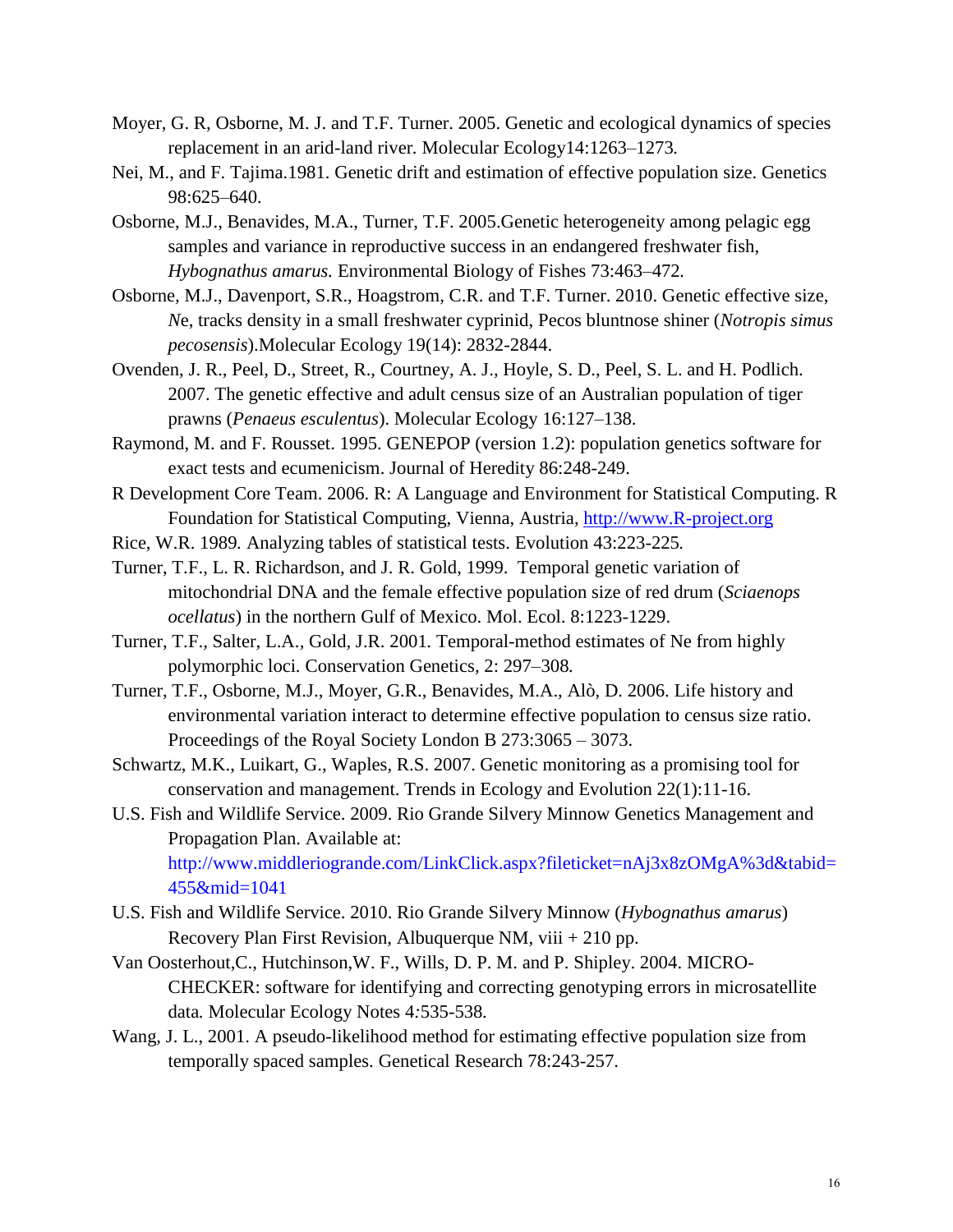Moyer, G. R, Osborne, M. J. and T.F. Turner. 2005. Genetic and ecological dynamics of species replacement in an arid-land river. Molecular Ecology14:1263–1273.

Nei, M., and F. Tajima.1981. Genetic drift and estimation of effective population size. Genetics 98:625–640.

Osborne, M.J., Benavides, M.A., Turner, T.F. 2005.Genetic heterogeneity among pelagic egg samples and variance in reproductive success in an endangered freshwater fish, *Hybognathus amarus.* Environmental Biology of Fishes 73:463–472.

Osborne, M.J., Davenport, S.R., Hoagstrom, C.R. and T.F. Turner. 2010. Genetic effective size, *N*e, tracks density in a small freshwater cyprinid, Pecos bluntnose shiner (*Notropis simus pecosensis*).Molecular Ecology 19(14): 2832-2844.

Ovenden, J. R., Peel, D., Street, R., Courtney, A. J., Hoyle, S. D., Peel, S. L. and H. Podlich. 2007. The genetic effective and adult census size of an Australian population of tiger prawns (*Penaeus esculentus*). Molecular Ecology 16:127–138.

Raymond, M. and F. Rousset. 1995. GENEPOP (version 1.2): population genetics software for exact tests and ecumenicism. Journal of Heredity 86:248-249.

R Development Core Team. 2006. R: A Language and Environment for Statistical Computing. R Foundation for Statistical Computing, Vienna, Austria, http://www.R-project.org

Rice, W.R. 1989. Analyzing tables of statistical tests. Evolution 43:223-225.

Turner, T.F., L. R. Richardson, and J. R. Gold, 1999. Temporal genetic variation of mitochondrial DNA and the female effective population size of red drum (*Sciaenops ocellatus*) in the northern Gulf of Mexico. Mol. Ecol. 8:1223-1229.

Turner, T.F., Salter, L.A., Gold, J.R. 2001. Temporal-method estimates of Ne from highly polymorphic loci. Conservation Genetics, 2: 297–308.

Turner, T.F., Osborne, M.J., Moyer, G.R., Benavides, M.A., Alò, D. 2006. Life history and environmental variation interact to determine effective population to census size ratio. Proceedings of the Royal Society London B 273:3065 – 3073.

Schwartz, M.K., Luikart, G., Waples, R.S. 2007. Genetic monitoring as a promising tool for conservation and management. Trends in Ecology and Evolution 22(1):11-16.

U.S. Fish and Wildlife Service. 2009. Rio Grande Silvery Minnow Genetics Management and Propagation Plan. Available at: http://www.middleriogrande.com/LinkClick.aspx?fileticket=nAj3x8zOMgA%3d&tabid=455&mid=1041

U.S. Fish and Wildlife Service. 2010. Rio Grande Silvery Minnow (*Hybognathus amarus*) Recovery Plan First Revision, Albuquerque NM, viii + 210 pp.

Van Oosterhout,C., Hutchinson,W. F., Wills, D. P. M. and P. Shipley. 2004. MICRO-CHECKER: software for identifying and correcting genotyping errors in microsatellite data. Molecular Ecology Notes 4:535-538.

Wang, J. L., 2001. A pseudo-likelihood method for estimating effective population size from temporally spaced samples. Genetical Research 78:243-257.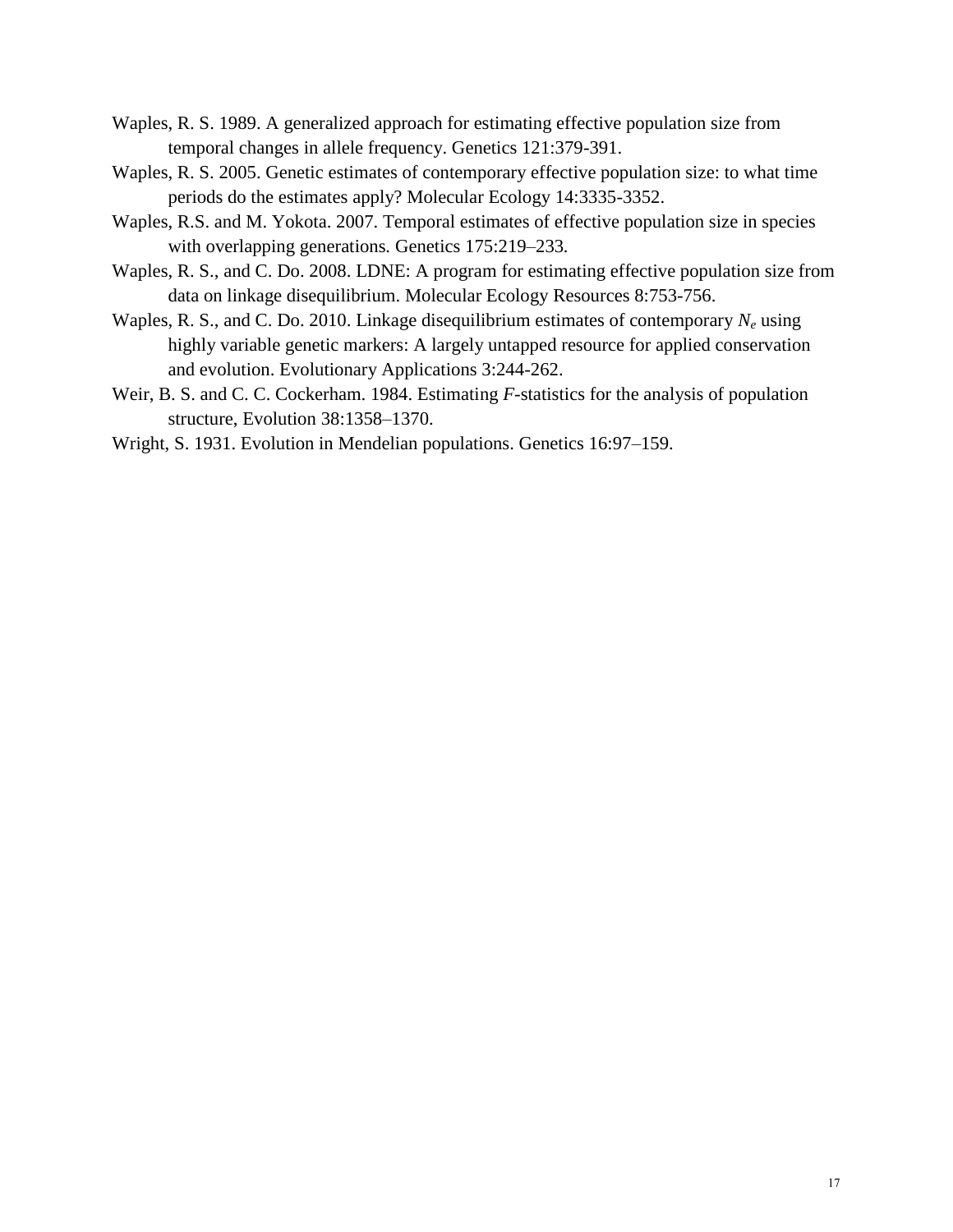Waples, R. S. 1989. A generalized approach for estimating effective population size from temporal changes in allele frequency. Genetics 121:379-391.

Waples, R. S. 2005. Genetic estimates of contemporary effective population size: to what time periods do the estimates apply? Molecular Ecology 14:3335-3352.

Waples, R.S. and M. Yokota. 2007. Temporal estimates of effective population size in species with overlapping generations. Genetics 175:219–233.

Waples, R. S., and C. Do. 2008. LDNE: A program for estimating effective population size from data on linkage disequilibrium. Molecular Ecology Resources 8:753-756.

Waples, R. S., and C. Do. 2010. Linkage disequilibrium estimates of contemporary $N_e$ using highly variable genetic markers: A largely untapped resource for applied conservation and evolution. Evolutionary Applications 3:244-262.

Weir, B. S. and C. C. Cockerham. 1984. Estimating *F*-statistics for the analysis of population structure, Evolution 38:1358–1370.

Wright, S. 1931. Evolution in Mendelian populations. Genetics 16:97–159.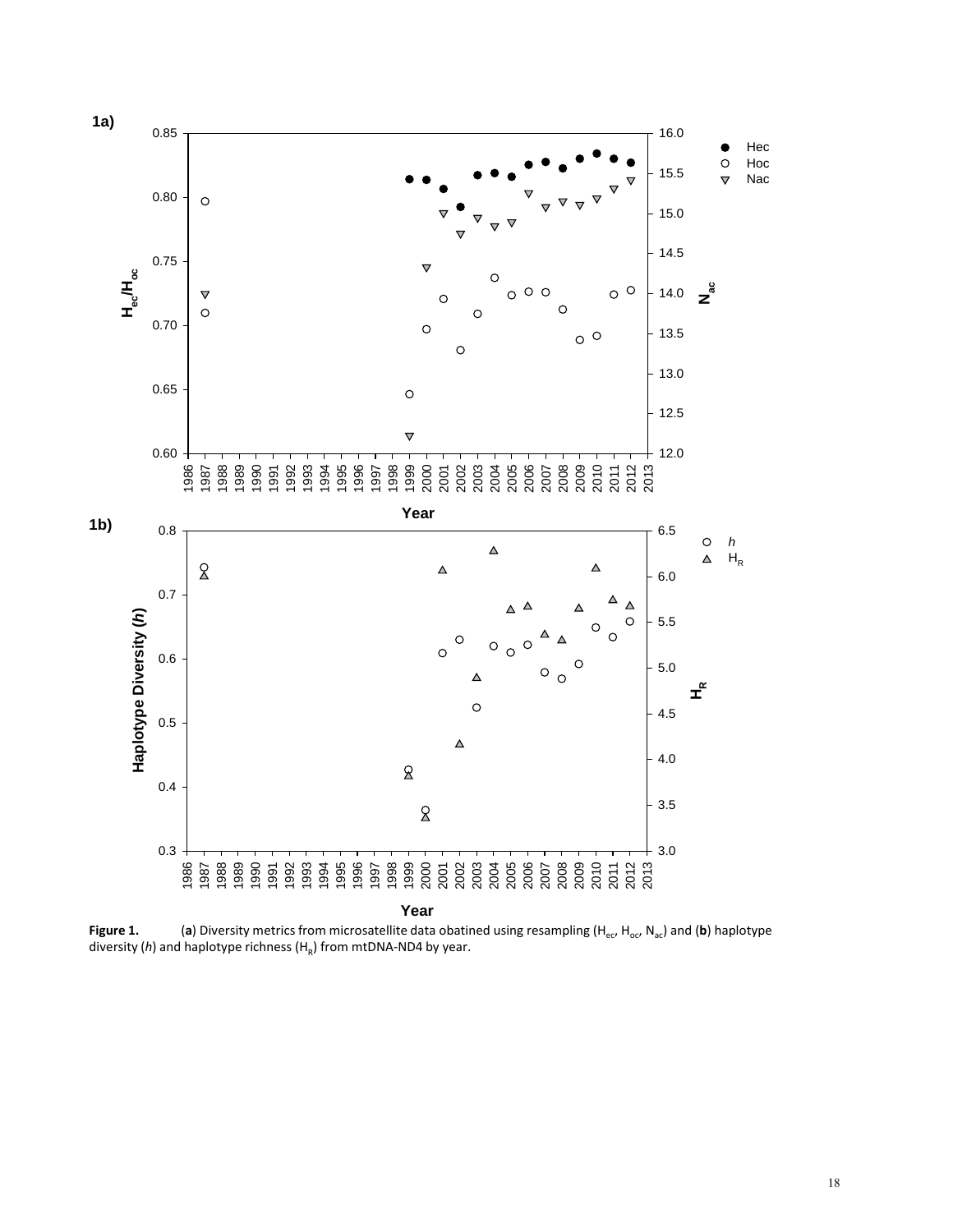**Figure 1.** (**a**) Diversity metrics from microsatellite data obatined using resampling ($H_{ec}$, $H_{oc}$, $N_{ac}$) and (**b**) haplotype diversity (*h*) and haplotype richness ($H_R$) from mtDNA-ND4 by year.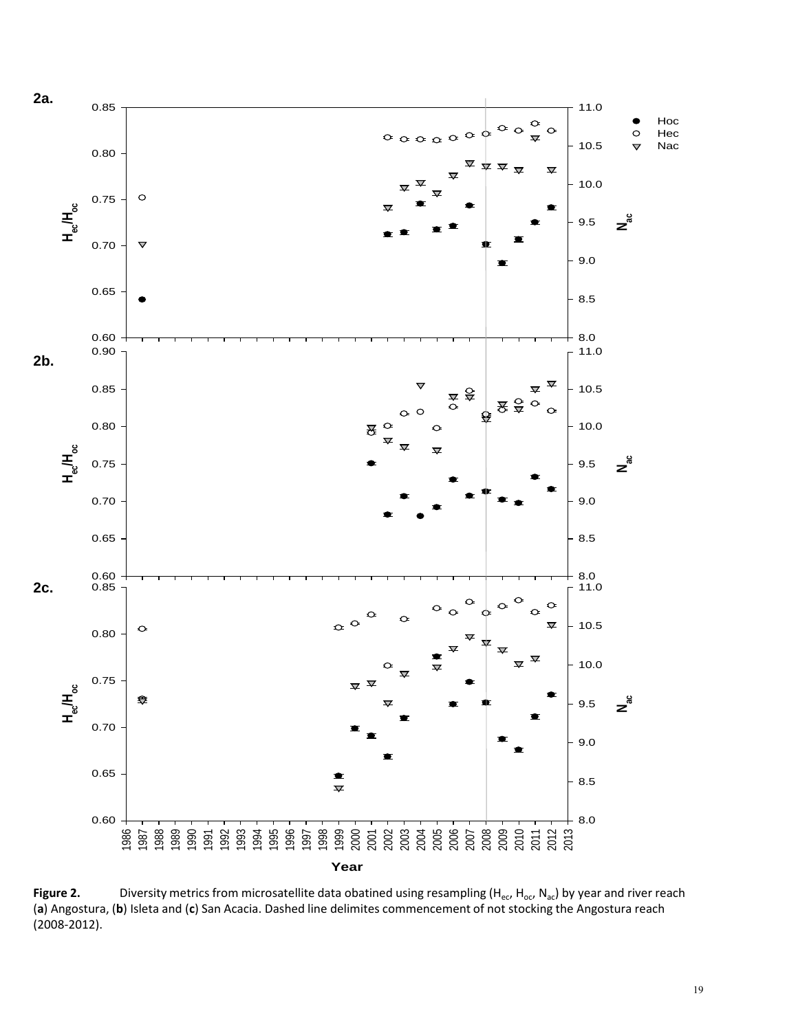**Figure 2.** Diversity metrics from microsatellite data obatined using resampling ($H_{ec}$, $H_{oc}$, $N_{ac}$) by year and river reach (**a**) Angostura, (**b**) Isleta and (**c**) San Acacia. Dashed line delimites commencement of not stocking the Angostura reach (2008-2012).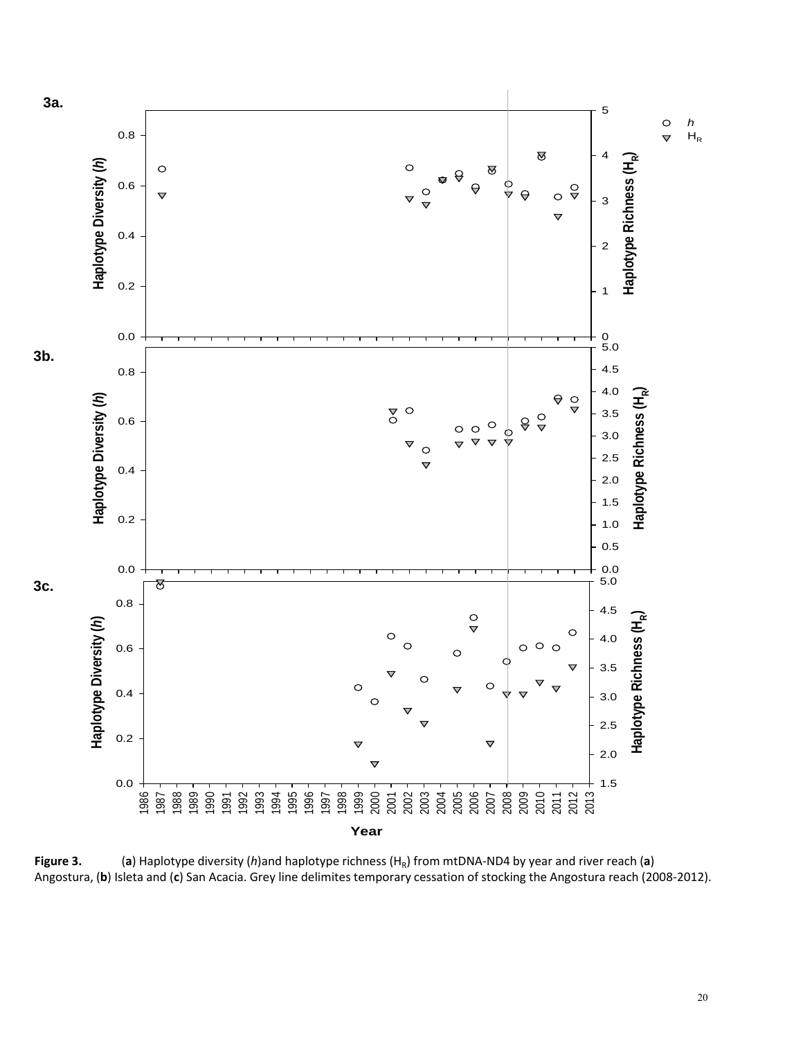**Figure 3.** (**a**) Haplotype diversity (*h*)and haplotype richness ($H_R$) from mtDNA-ND4 by year and river reach (**a**) Angostura, (**b**) Isleta and (**c**) San Acacia. Grey line delimites temporary cessation of stocking the Angostura reach (2008-2012).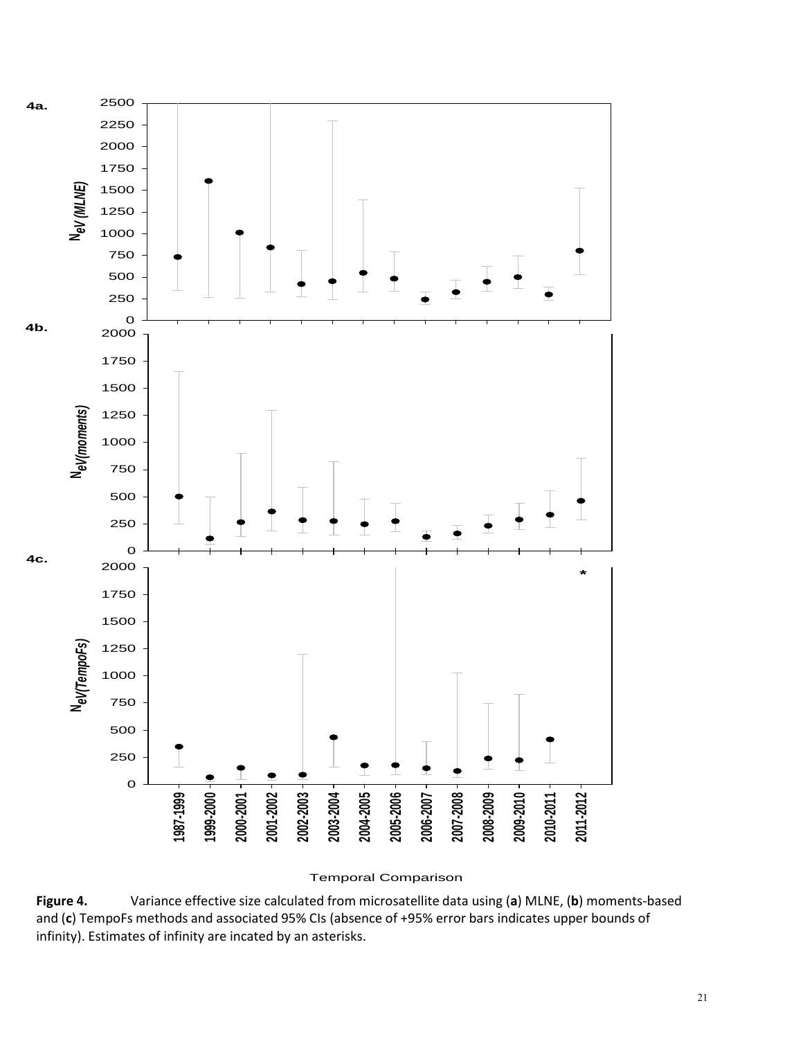**Figure 4.** Variance effective size calculated from microsatellite data using (**a**) MLNE, (**b**) moments-based and (**c**) TempoFs methods and associated 95% CIs (absence of +95% error bars indicates upper bounds of infinity). Estimates of infinity are incated by an asterisks.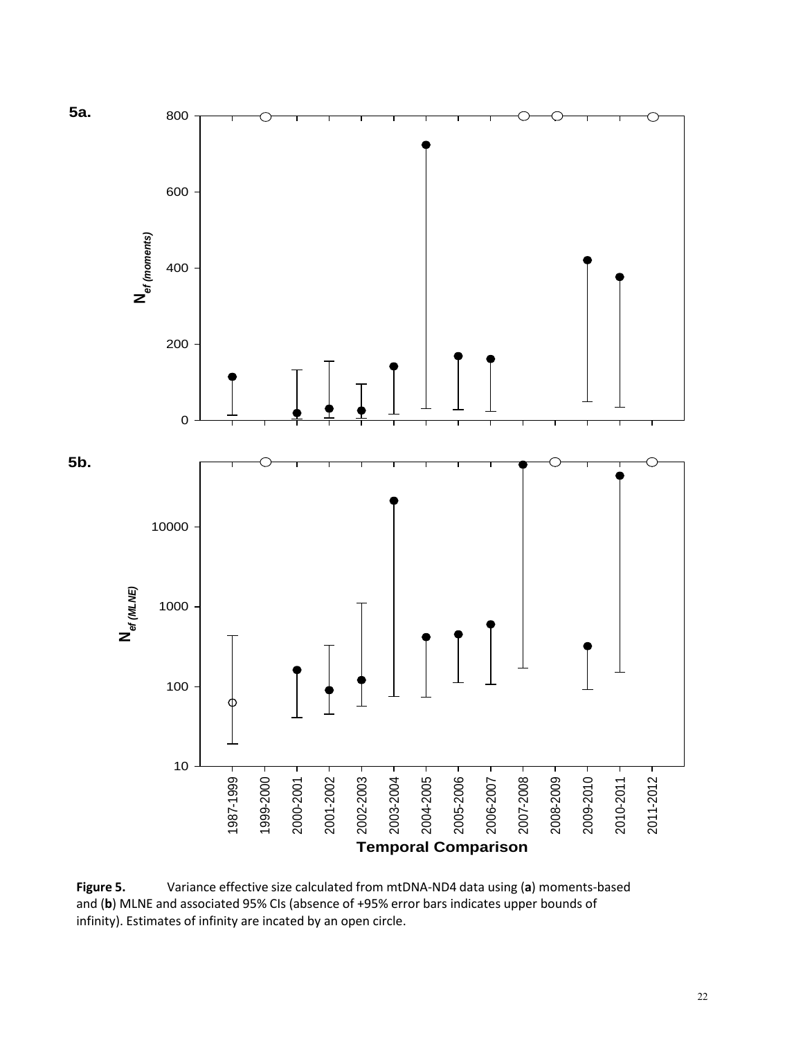**Figure 5.** Variance effective size calculated from mtDNA-ND4 data using (**a**) moments-based and (**b**) MLNE and associated 95% CIs (absence of +95% error bars indicates upper bounds of infinity). Estimates of infinity are incated by an open circle.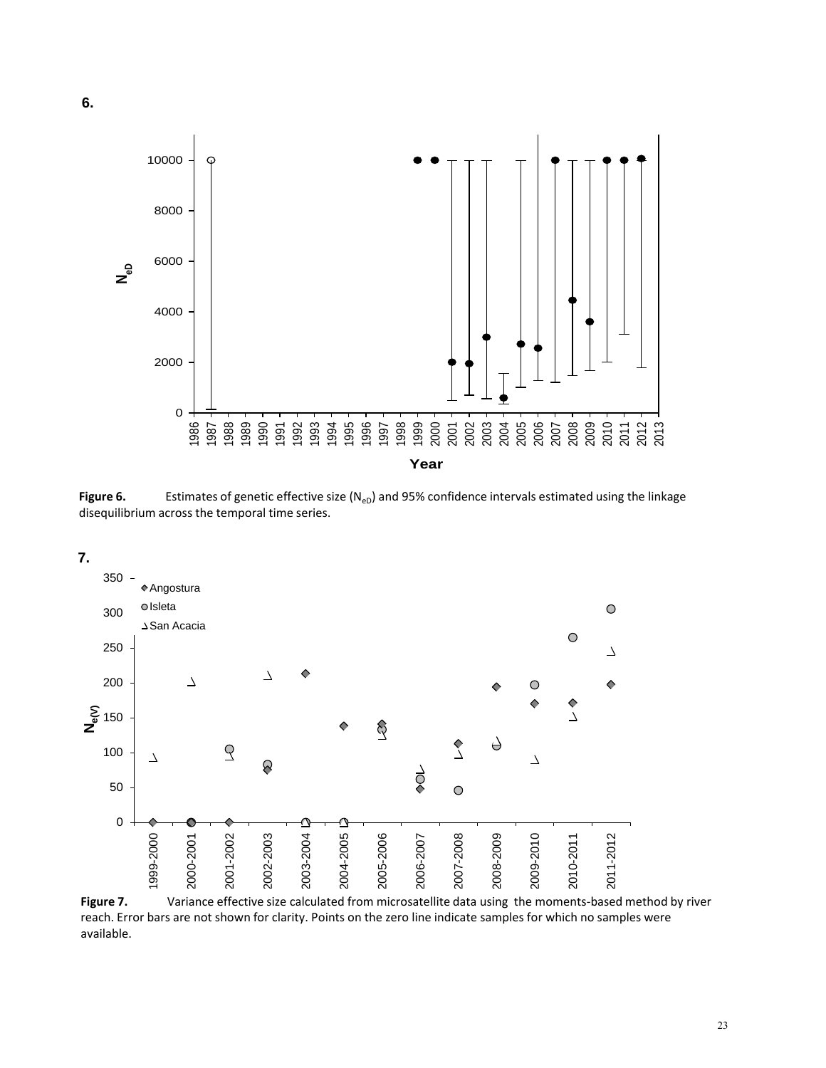**6.**

**Figure 6.** Estimates of genetic effective size ($N_{eD}$) and 95% confidence intervals estimated using the linkage disequilibrium across the temporal time series.

**7.**

**Figure 7.** Variance effective size calculated from microsatellite data using the moments-based method by river reach. Error bars are not shown for clarity. Points on the zero line indicate samples for which no samples were available.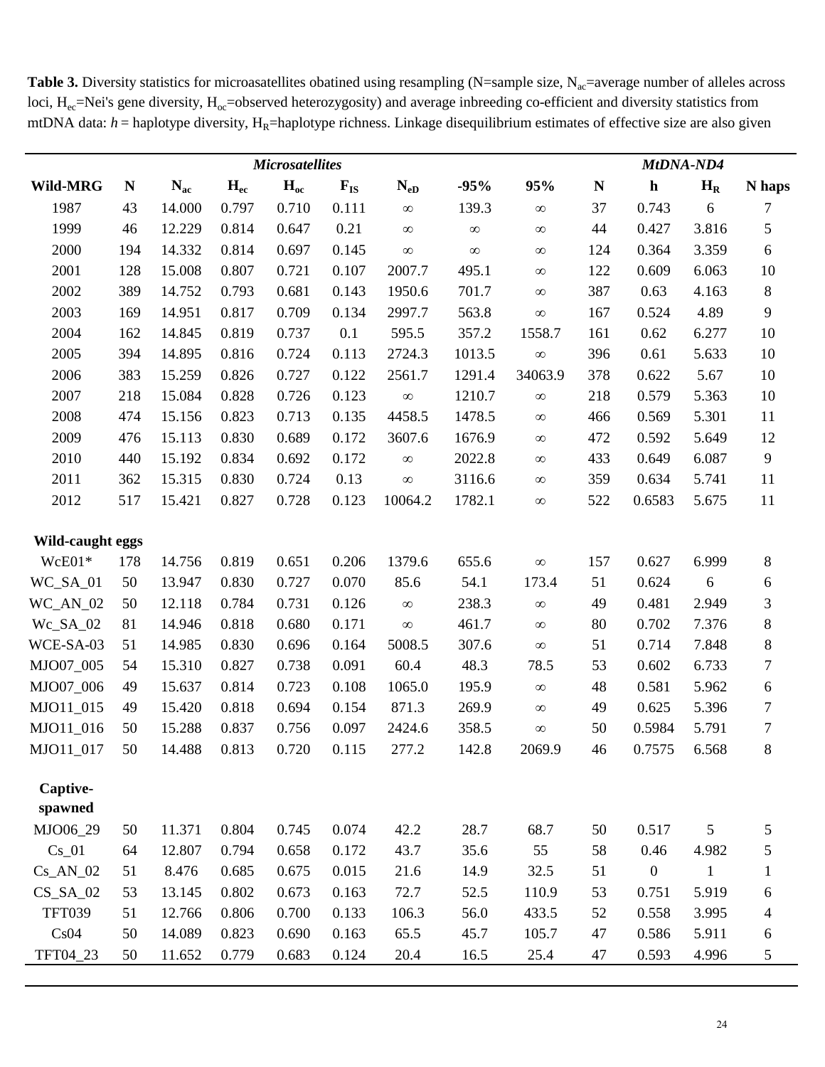**Table 3.** Diversity statistics for microasatellites obatined using resampling (N=sample size, $N_{ac}$=average number of alleles across loci, $H_{ec}$=Nei's gene diversity, $H_{oc}$=observed heterozygosity) and average inbreeding co-efficient and diversity statistics from mtDNA data: $h$ = haplotype diversity, $H_R$=haplotype richness. Linkage disequilibrium estimates of effective size are also given

| | ***Microsatellites*** | | | | | | | | ***MtDNA-ND4*** | | | |
|---|---|---|---|---|---|---|---|---|---|---|---|---|
| **Wild-MRG** | **N** | $N_{ac}$ | $H_{ec}$ | $H_{oc}$ | $F_{IS}$ | $N_{eD}$ | **-95%** | **95%** | **N** | **h** | $H_R$ | **N haps** |
| 1987 | 43 | 14.000 | 0.797 | 0.710 | 0.111 | ∞ | 139.3 | ∞ | 37 | 0.743 | 6 | 7 |
| 1999 | 46 | 12.229 | 0.814 | 0.647 | 0.21 | ∞ | ∞ | ∞ | 44 | 0.427 | 3.816 | 5 |
| 2000 | 194 | 14.332 | 0.814 | 0.697 | 0.145 | ∞ | ∞ | ∞ | 124 | 0.364 | 3.359 | 6 |
| 2001 | 128 | 15.008 | 0.807 | 0.721 | 0.107 | 2007.7 | 495.1 | ∞ | 122 | 0.609 | 6.063 | 10 |
| 2002 | 389 | 14.752 | 0.793 | 0.681 | 0.143 | 1950.6 | 701.7 | ∞ | 387 | 0.63 | 4.163 | 8 |
| 2003 | 169 | 14.951 | 0.817 | 0.709 | 0.134 | 2997.7 | 563.8 | ∞ | 167 | 0.524 | 4.89 | 9 |
| 2004 | 162 | 14.845 | 0.819 | 0.737 | 0.1 | 595.5 | 357.2 | 1558.7 | 161 | 0.62 | 6.277 | 10 |
| 2005 | 394 | 14.895 | 0.816 | 0.724 | 0.113 | 2724.3 | 1013.5 | ∞ | 396 | 0.61 | 5.633 | 10 |
| 2006 | 383 | 15.259 | 0.826 | 0.727 | 0.122 | 2561.7 | 1291.4 | 34063.9 | 378 | 0.622 | 5.67 | 10 |
| 2007 | 218 | 15.084 | 0.828 | 0.726 | 0.123 | ∞ | 1210.7 | ∞ | 218 | 0.579 | 5.363 | 10 |
| 2008 | 474 | 15.156 | 0.823 | 0.713 | 0.135 | 4458.5 | 1478.5 | ∞ | 466 | 0.569 | 5.301 | 11 |
| 2009 | 476 | 15.113 | 0.830 | 0.689 | 0.172 | 3607.6 | 1676.9 | ∞ | 472 | 0.592 | 5.649 | 12 |
| 2010 | 440 | 15.192 | 0.834 | 0.692 | 0.172 | ∞ | 2022.8 | ∞ | 433 | 0.649 | 6.087 | 9 |
| 2011 | 362 | 15.315 | 0.830 | 0.724 | 0.13 | ∞ | 3116.6 | ∞ | 359 | 0.634 | 5.741 | 11 |
| 2012 | 517 | 15.421 | 0.827 | 0.728 | 0.123 | 10064.2 | 1782.1 | ∞ | 522 | 0.6583 | 5.675 | 11 |
| **Wild-caught eggs** | | | | | | | | | | | | |
| WcE01* | 178 | 14.756 | 0.819 | 0.651 | 0.206 | 1379.6 | 655.6 | ∞ | 157 | 0.627 | 6.999 | 8 |
| WC_SA_01 | 50 | 13.947 | 0.830 | 0.727 | 0.070 | 85.6 | 54.1 | 173.4 | 51 | 0.624 | 6 | 6 |
| WC_AN_02 | 50 | 12.118 | 0.784 | 0.731 | 0.126 | ∞ | 238.3 | ∞ | 49 | 0.481 | 2.949 | 3 |
| Wc_SA_02 | 81 | 14.946 | 0.818 | 0.680 | 0.171 | ∞ | 461.7 | ∞ | 80 | 0.702 | 7.376 | 8 |
| WCE-SA-03 | 51 | 14.985 | 0.830 | 0.696 | 0.164 | 5008.5 | 307.6 | ∞ | 51 | 0.714 | 7.848 | 8 |
| MJO07_005 | 54 | 15.310 | 0.827 | 0.738 | 0.091 | 60.4 | 48.3 | 78.5 | 53 | 0.602 | 6.733 | 7 |
| MJO07_006 | 49 | 15.637 | 0.814 | 0.723 | 0.108 | 1065.0 | 195.9 | ∞ | 48 | 0.581 | 5.962 | 6 |
| MJO11_015 | 49 | 15.420 | 0.818 | 0.694 | 0.154 | 871.3 | 269.9 | ∞ | 49 | 0.625 | 5.396 | 7 |
| MJO11_016 | 50 | 15.288 | 0.837 | 0.756 | 0.097 | 2424.6 | 358.5 | ∞ | 50 | 0.5984 | 5.791 | 7 |
| MJO11_017 | 50 | 14.488 | 0.813 | 0.720 | 0.115 | 277.2 | 142.8 | 2069.9 | 46 | 0.7575 | 6.568 | 8 |
| **Captive-spawned** | | | | | | | | | | | | |
| MJO06_29 | 50 | 11.371 | 0.804 | 0.745 | 0.074 | 42.2 | 28.7 | 68.7 | 50 | 0.517 | 5 | 5 |
| Cs_01 | 64 | 12.807 | 0.794 | 0.658 | 0.172 | 43.7 | 35.6 | 55 | 58 | 0.46 | 4.982 | 5 |
| Cs_AN_02 | 51 | 8.476 | 0.685 | 0.675 | 0.015 | 21.6 | 14.9 | 32.5 | 51 | 0 | 1 | 1 |
| CS_SA_02 | 53 | 13.145 | 0.802 | 0.673 | 0.163 | 72.7 | 52.5 | 110.9 | 53 | 0.751 | 5.919 | 6 |
| TFT039 | 51 | 12.766 | 0.806 | 0.700 | 0.133 | 106.3 | 56.0 | 433.5 | 52 | 0.558 | 3.995 | 4 |
| Cs04 | 50 | 14.089 | 0.823 | 0.690 | 0.163 | 65.5 | 45.7 | 105.7 | 47 | 0.586 | 5.911 | 6 |
| TFT04_23 | 50 | 11.652 | 0.779 | 0.683 | 0.124 | 20.4 | 16.5 | 25.4 | 47 | 0.593 | 4.996 | 5 |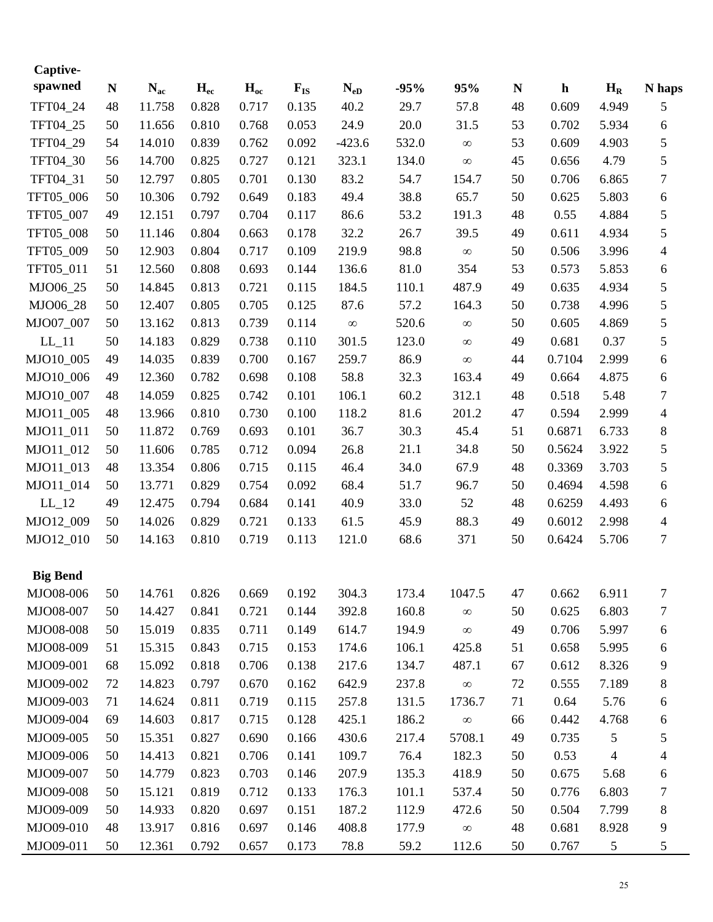| Captive-spawned | N | $N_{ac}$ | $H_{ec}$ | $H_{oc}$ | $F_{IS}$ | $N_{eD}$ | -95% | 95% | N | h | $H_R$ | N haps |
|---|---|---|---|---|---|---|---|---|---|---|---|---|
| TFT04_24 | 48 | 11.758 | 0.828 | 0.717 | 0.135 | 40.2 | 29.7 | 57.8 | 48 | 0.609 | 4.949 | 5 |
| TFT04_25 | 50 | 11.656 | 0.810 | 0.768 | 0.053 | 24.9 | 20.0 | 31.5 | 53 | 0.702 | 5.934 | 6 |
| TFT04_29 | 54 | 14.010 | 0.839 | 0.762 | 0.092 | -423.6 | 532.0 | ∞ | 53 | 0.609 | 4.903 | 5 |
| TFT04_30 | 56 | 14.700 | 0.825 | 0.727 | 0.121 | 323.1 | 134.0 | ∞ | 45 | 0.656 | 4.79 | 5 |
| TFT04_31 | 50 | 12.797 | 0.805 | 0.701 | 0.130 | 83.2 | 54.7 | 154.7 | 50 | 0.706 | 6.865 | 7 |
| TFT05_006 | 50 | 10.306 | 0.792 | 0.649 | 0.183 | 49.4 | 38.8 | 65.7 | 50 | 0.625 | 5.803 | 6 |
| TFT05_007 | 49 | 12.151 | 0.797 | 0.704 | 0.117 | 86.6 | 53.2 | 191.3 | 48 | 0.55 | 4.884 | 5 |
| TFT05_008 | 50 | 11.146 | 0.804 | 0.663 | 0.178 | 32.2 | 26.7 | 39.5 | 49 | 0.611 | 4.934 | 5 |
| TFT05_009 | 50 | 12.903 | 0.804 | 0.717 | 0.109 | 219.9 | 98.8 | ∞ | 50 | 0.506 | 3.996 | 4 |
| TFT05_011 | 51 | 12.560 | 0.808 | 0.693 | 0.144 | 136.6 | 81.0 | 354 | 53 | 0.573 | 5.853 | 6 |
| MJO06_25 | 50 | 14.845 | 0.813 | 0.721 | 0.115 | 184.5 | 110.1 | 487.9 | 49 | 0.635 | 4.934 | 5 |
| MJO06_28 | 50 | 12.407 | 0.805 | 0.705 | 0.125 | 87.6 | 57.2 | 164.3 | 50 | 0.738 | 4.996 | 5 |
| MJO07_007 | 50 | 13.162 | 0.813 | 0.739 | 0.114 | ∞ | 520.6 | ∞ | 50 | 0.605 | 4.869 | 5 |
| LL_11 | 50 | 14.183 | 0.829 | 0.738 | 0.110 | 301.5 | 123.0 | ∞ | 49 | 0.681 | 0.37 | 5 |
| MJO10_005 | 49 | 14.035 | 0.839 | 0.700 | 0.167 | 259.7 | 86.9 | ∞ | 44 | 0.7104 | 2.999 | 6 |
| MJO10_006 | 49 | 12.360 | 0.782 | 0.698 | 0.108 | 58.8 | 32.3 | 163.4 | 49 | 0.664 | 4.875 | 6 |
| MJO10_007 | 48 | 14.059 | 0.825 | 0.742 | 0.101 | 106.1 | 60.2 | 312.1 | 48 | 0.518 | 5.48 | 7 |
| MJO11_005 | 48 | 13.966 | 0.810 | 0.730 | 0.100 | 118.2 | 81.6 | 201.2 | 47 | 0.594 | 2.999 | 4 |
| MJO11_011 | 50 | 11.872 | 0.769 | 0.693 | 0.101 | 36.7 | 30.3 | 45.4 | 51 | 0.6871 | 6.733 | 8 |
| MJO11_012 | 50 | 11.606 | 0.785 | 0.712 | 0.094 | 26.8 | 21.1 | 34.8 | 50 | 0.5624 | 3.922 | 5 |
| MJO11_013 | 48 | 13.354 | 0.806 | 0.715 | 0.115 | 46.4 | 34.0 | 67.9 | 48 | 0.3369 | 3.703 | 5 |
| MJO11_014 | 50 | 13.771 | 0.829 | 0.754 | 0.092 | 68.4 | 51.7 | 96.7 | 50 | 0.4694 | 4.598 | 6 |
| LL_12 | 49 | 12.475 | 0.794 | 0.684 | 0.141 | 40.9 | 33.0 | 52 | 48 | 0.6259 | 4.493 | 6 |
| MJO12_009 | 50 | 14.026 | 0.829 | 0.721 | 0.133 | 61.5 | 45.9 | 88.3 | 49 | 0.6012 | 2.998 | 4 |
| MJO12_010 | 50 | 14.163 | 0.810 | 0.719 | 0.113 | 121.0 | 68.6 | 371 | 50 | 0.6424 | 5.706 | 7 |
| **Big Bend** | | | | | | | | | | | | |
| MJO08-006 | 50 | 14.761 | 0.826 | 0.669 | 0.192 | 304.3 | 173.4 | 1047.5 | 47 | 0.662 | 6.911 | 7 |
| MJO08-007 | 50 | 14.427 | 0.841 | 0.721 | 0.144 | 392.8 | 160.8 | ∞ | 50 | 0.625 | 6.803 | 7 |
| MJO08-008 | 50 | 15.019 | 0.835 | 0.711 | 0.149 | 614.7 | 194.9 | ∞ | 49 | 0.706 | 5.997 | 6 |
| MJO08-009 | 51 | 15.315 | 0.843 | 0.715 | 0.153 | 174.6 | 106.1 | 425.8 | 51 | 0.658 | 5.995 | 6 |
| MJO09-001 | 68 | 15.092 | 0.818 | 0.706 | 0.138 | 217.6 | 134.7 | 487.1 | 67 | 0.612 | 8.326 | 9 |
| MJO09-002 | 72 | 14.823 | 0.797 | 0.670 | 0.162 | 642.9 | 237.8 | ∞ | 72 | 0.555 | 7.189 | 8 |
| MJO09-003 | 71 | 14.624 | 0.811 | 0.719 | 0.115 | 257.8 | 131.5 | 1736.7 | 71 | 0.64 | 5.76 | 6 |
| MJO09-004 | 69 | 14.603 | 0.817 | 0.715 | 0.128 | 425.1 | 186.2 | ∞ | 66 | 0.442 | 4.768 | 6 |
| MJO09-005 | 50 | 15.351 | 0.827 | 0.690 | 0.166 | 430.6 | 217.4 | 5708.1 | 49 | 0.735 | 5 | 5 |
| MJO09-006 | 50 | 14.413 | 0.821 | 0.706 | 0.141 | 109.7 | 76.4 | 182.3 | 50 | 0.53 | 4 | 4 |
| MJO09-007 | 50 | 14.779 | 0.823 | 0.703 | 0.146 | 207.9 | 135.3 | 418.9 | 50 | 0.675 | 5.68 | 6 |
| MJO09-008 | 50 | 15.121 | 0.819 | 0.712 | 0.133 | 176.3 | 101.1 | 537.4 | 50 | 0.776 | 6.803 | 7 |
| MJO09-009 | 50 | 14.933 | 0.820 | 0.697 | 0.151 | 187.2 | 112.9 | 472.6 | 50 | 0.504 | 7.799 | 8 |
| MJO09-010 | 48 | 13.917 | 0.816 | 0.697 | 0.146 | 408.8 | 177.9 | ∞ | 48 | 0.681 | 8.928 | 9 |
| MJO09-011 | 50 | 12.361 | 0.792 | 0.657 | 0.173 | 78.8 | 59.2 | 112.6 | 50 | 0.767 | 5 | 5 |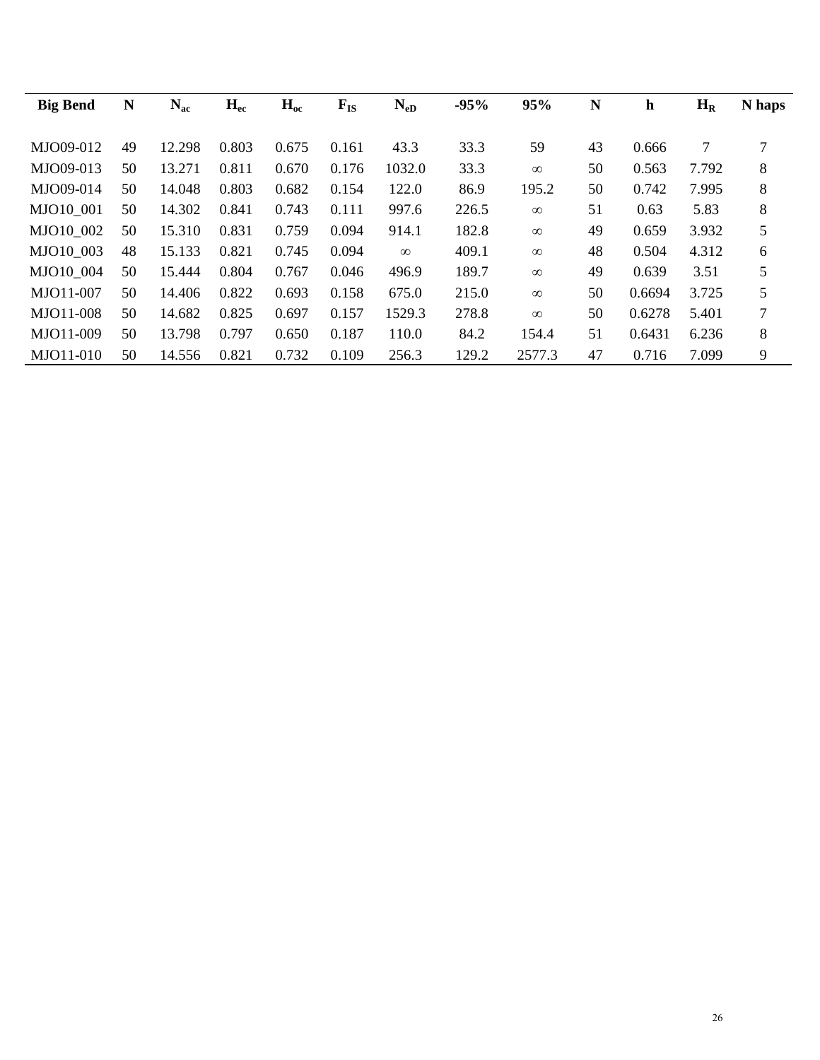| Big Bend | N | $N_{ac}$ | $H_{ec}$ | $H_{oc}$ | $F_{IS}$ | $N_{eD}$ | -95% | 95% | N | h | $H_R$ | N haps |
|---|---|---|---|---|---|---|---|---|---|---|---|---|
| MJO09-012 | 49 | 12.298 | 0.803 | 0.675 | 0.161 | 43.3 | 33.3 | 59 | 43 | 0.666 | 7 | 7 |
| MJO09-013 | 50 | 13.271 | 0.811 | 0.670 | 0.176 | 1032.0 | 33.3 | ∞ | 50 | 0.563 | 7.792 | 8 |
| MJO09-014 | 50 | 14.048 | 0.803 | 0.682 | 0.154 | 122.0 | 86.9 | 195.2 | 50 | 0.742 | 7.995 | 8 |
| MJO10_001 | 50 | 14.302 | 0.841 | 0.743 | 0.111 | 997.6 | 226.5 | ∞ | 51 | 0.63 | 5.83 | 8 |
| MJO10_002 | 50 | 15.310 | 0.831 | 0.759 | 0.094 | 914.1 | 182.8 | ∞ | 49 | 0.659 | 3.932 | 5 |
| MJO10_003 | 48 | 15.133 | 0.821 | 0.745 | 0.094 | ∞ | 409.1 | ∞ | 48 | 0.504 | 4.312 | 6 |
| MJO10_004 | 50 | 15.444 | 0.804 | 0.767 | 0.046 | 496.9 | 189.7 | ∞ | 49 | 0.639 | 3.51 | 5 |
| MJO11-007 | 50 | 14.406 | 0.822 | 0.693 | 0.158 | 675.0 | 215.0 | ∞ | 50 | 0.6694 | 3.725 | 5 |
| MJO11-008 | 50 | 14.682 | 0.825 | 0.697 | 0.157 | 1529.3 | 278.8 | ∞ | 50 | 0.6278 | 5.401 | 7 |
| MJO11-009 | 50 | 13.798 | 0.797 | 0.650 | 0.187 | 110.0 | 84.2 | 154.4 | 51 | 0.6431 | 6.236 | 8 |
| MJO11-010 | 50 | 14.556 | 0.821 | 0.732 | 0.109 | 256.3 | 129.2 | 2577.3 | 47 | 0.716 | 7.099 | 9 |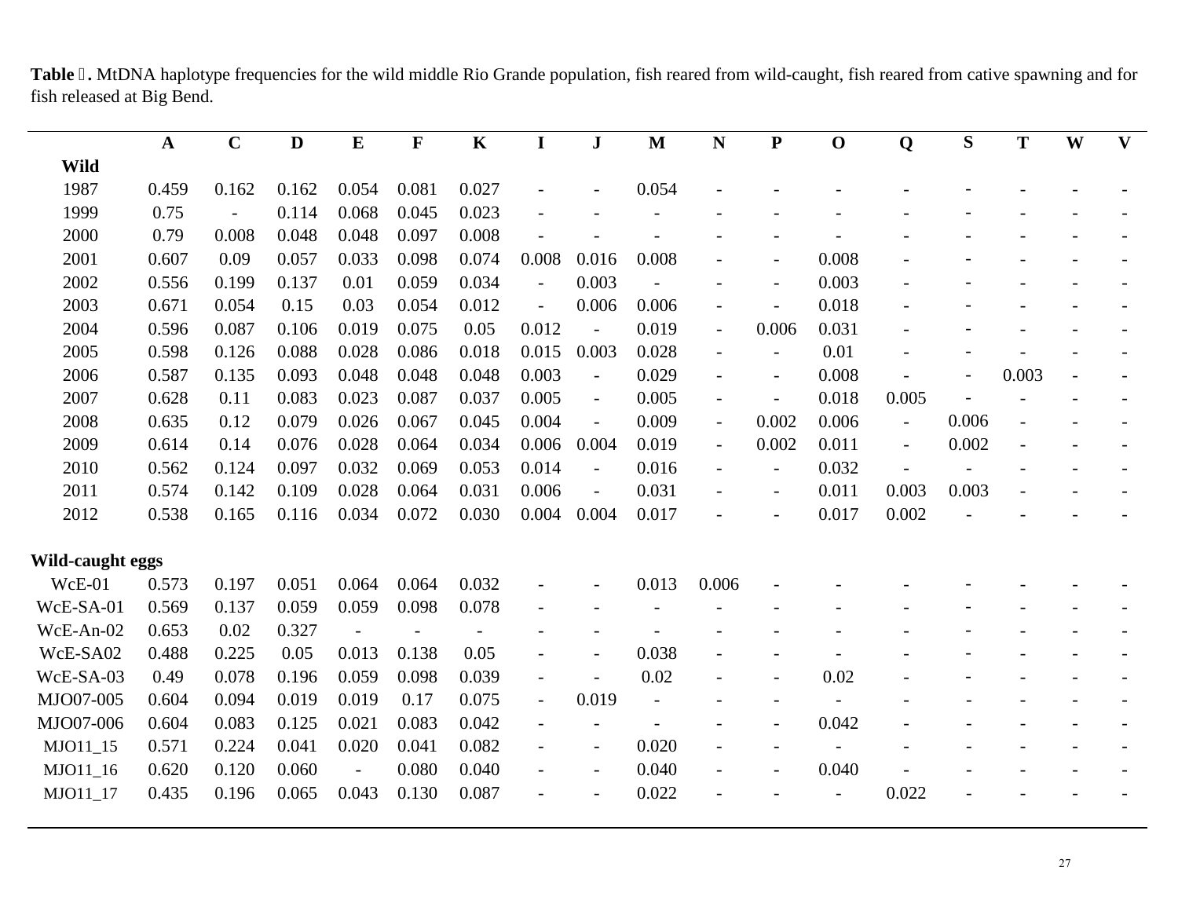**Table . ** MtDNA haplotype frequencies for the wild middle Rio Grande population, fish reared from wild-caught, fish reared from cative spawning and for fish released at Big Bend.

| | A | C | D | E | F | K | I | J | M | N | P | O | Q | S | T | W | V |
|---|---|---|---|---|---|---|---|---|---|---|---|---|---|---|---|---|---|
| **Wild** | | | | | | | | | | | | | | | | | |
| 1987 | 0.459 | 0.162 | 0.162 | 0.054 | 0.081 | 0.027 | - | - | 0.054 | - | - | - | - | - | - | - | - |
| 1999 | 0.75 | - | 0.114 | 0.068 | 0.045 | 0.023 | - | - | - | - | - | - | - | - | - | - | - |
| 2000 | 0.79 | 0.008 | 0.048 | 0.048 | 0.097 | 0.008 | - | - | - | - | - | - | - | - | - | - | - |
| 2001 | 0.607 | 0.09 | 0.057 | 0.033 | 0.098 | 0.074 | 0.008 | 0.016 | 0.008 | - | - | 0.008 | - | - | - | - | - |
| 2002 | 0.556 | 0.199 | 0.137 | 0.01 | 0.059 | 0.034 | - | 0.003 | - | - | - | 0.003 | - | - | - | - | - |
| 2003 | 0.671 | 0.054 | 0.15 | 0.03 | 0.054 | 0.012 | - | 0.006 | 0.006 | - | - | 0.018 | - | - | - | - | - |
| 2004 | 0.596 | 0.087 | 0.106 | 0.019 | 0.075 | 0.05 | 0.012 | - | 0.019 | - | 0.006 | 0.031 | - | - | - | - | - |
| 2005 | 0.598 | 0.126 | 0.088 | 0.028 | 0.086 | 0.018 | 0.015 | 0.003 | 0.028 | - | - | 0.01 | - | - | - | - | - |
| 2006 | 0.587 | 0.135 | 0.093 | 0.048 | 0.048 | 0.048 | 0.003 | - | 0.029 | - | - | 0.008 | - | - | 0.003 | - | - |
| 2007 | 0.628 | 0.11 | 0.083 | 0.023 | 0.087 | 0.037 | 0.005 | - | 0.005 | - | - | 0.018 | 0.005 | - | - | - | - |
| 2008 | 0.635 | 0.12 | 0.079 | 0.026 | 0.067 | 0.045 | 0.004 | - | 0.009 | - | 0.002 | 0.006 | - | 0.006 | - | - | - |
| 2009 | 0.614 | 0.14 | 0.076 | 0.028 | 0.064 | 0.034 | 0.006 | 0.004 | 0.019 | - | 0.002 | 0.011 | - | 0.002 | - | - | - |
| 2010 | 0.562 | 0.124 | 0.097 | 0.032 | 0.069 | 0.053 | 0.014 | - | 0.016 | - | - | 0.032 | - | - | - | - | - |
| 2011 | 0.574 | 0.142 | 0.109 | 0.028 | 0.064 | 0.031 | 0.006 | - | 0.031 | - | - | 0.011 | 0.003 | 0.003 | - | - | - |
| 2012 | 0.538 | 0.165 | 0.116 | 0.034 | 0.072 | 0.030 | 0.004 | 0.004 | 0.017 | - | - | 0.017 | 0.002 | - | - | - | - |
| **Wild-caught eggs** | | | | | | | | | | | | | | | | | |
| WcE-01 | 0.573 | 0.197 | 0.051 | 0.064 | 0.064 | 0.032 | - | - | 0.013 | 0.006 | - | - | - | - | - | - | - |
| WcE-SA-01 | 0.569 | 0.137 | 0.059 | 0.059 | 0.098 | 0.078 | - | - | - | - | - | - | - | - | - | - | - |
| WcE-An-02 | 0.653 | 0.02 | 0.327 | - | - | - | - | - | - | - | - | - | - | - | - | - | - |
| WcE-SA02 | 0.488 | 0.225 | 0.05 | 0.013 | 0.138 | 0.05 | - | - | 0.038 | - | - | - | - | - | - | - | - |
| WcE-SA-03 | 0.49 | 0.078 | 0.196 | 0.059 | 0.098 | 0.039 | - | - | 0.02 | - | - | 0.02 | - | - | - | - | - |
| MJO07-005 | 0.604 | 0.094 | 0.019 | 0.019 | 0.17 | 0.075 | - | 0.019 | - | - | - | - | - | - | - | - | - |
| MJO07-006 | 0.604 | 0.083 | 0.125 | 0.021 | 0.083 | 0.042 | - | - | - | - | - | 0.042 | - | - | - | - | - |
| MJO11_15 | 0.571 | 0.224 | 0.041 | 0.020 | 0.041 | 0.082 | - | - | 0.020 | - | - | - | - | - | - | - | - |
| MJO11_16 | 0.620 | 0.120 | 0.060 | - | 0.080 | 0.040 | - | - | 0.040 | - | - | 0.040 | - | - | - | - | - |
| MJO11_17 | 0.435 | 0.196 | 0.065 | 0.043 | 0.130 | 0.087 | - | - | 0.022 | - | - | - | 0.022 | - | - | - | - |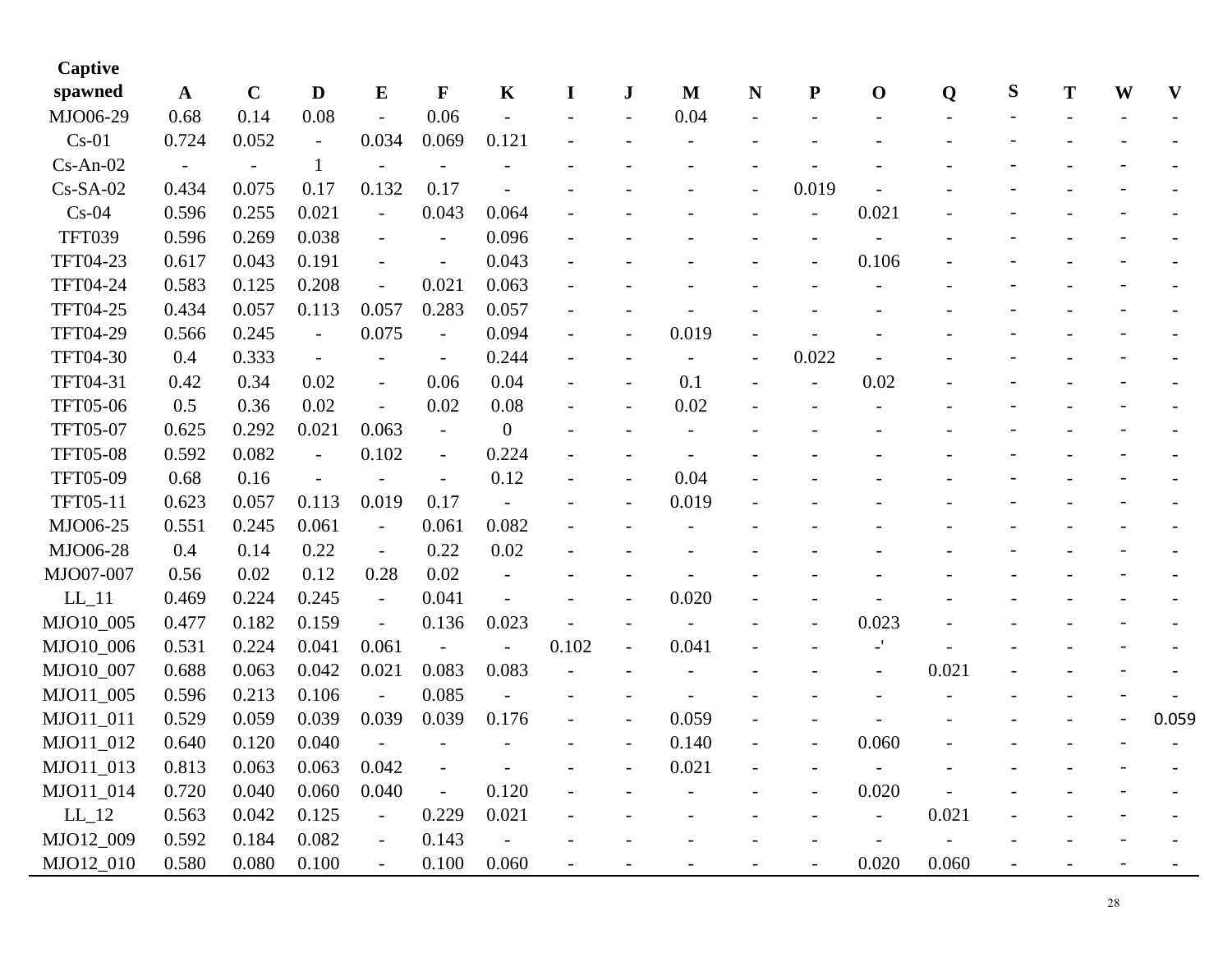| Captive spawned | A | C | D | E | F | K | I | J | M | N | P | O | Q | S | T | W | V |
|---|---|---|---|---|---|---|---|---|---|---|---|---|---|---|---|---|---|
| MJO06-29 | 0.68 | 0.14 | 0.08 | - | 0.06 | - | - | - | 0.04 | - | - | - | - | - | - | - | - |
| Cs-01 | 0.724 | 0.052 | - | 0.034 | 0.069 | 0.121 | - | - | - | - | - | - | - | - | - | - | - |
| Cs-An-02 | - | - | 1 | - | - | - | - | - | - | - | - | - | - | - | - | - | - |
| Cs-SA-02 | 0.434 | 0.075 | 0.17 | 0.132 | 0.17 | - | - | - | - | - | 0.019 | - | - | - | - | - | - |
| Cs-04 | 0.596 | 0.255 | 0.021 | - | 0.043 | 0.064 | - | - | - | - | - | 0.021 | - | - | - | - | - |
| TFT039 | 0.596 | 0.269 | 0.038 | - | - | 0.096 | - | - | - | - | - | - | - | - | - | - | - |
| TFT04-23 | 0.617 | 0.043 | 0.191 | - | - | 0.043 | - | - | - | - | - | 0.106 | - | - | - | - | - |
| TFT04-24 | 0.583 | 0.125 | 0.208 | - | 0.021 | 0.063 | - | - | - | - | - | - | - | - | - | - | - |
| TFT04-25 | 0.434 | 0.057 | 0.113 | 0.057 | 0.283 | 0.057 | - | - | - | - | - | - | - | - | - | - | - |
| TFT04-29 | 0.566 | 0.245 | - | 0.075 | - | 0.094 | - | - | 0.019 | - | - | - | - | - | - | - | - |
| TFT04-30 | 0.4 | 0.333 | - | - | - | 0.244 | - | - | - | - | 0.022 | - | - | - | - | - | - |
| TFT04-31 | 0.42 | 0.34 | 0.02 | - | 0.06 | 0.04 | - | - | 0.1 | - | - | 0.02 | - | - | - | - | - |
| TFT05-06 | 0.5 | 0.36 | 0.02 | - | 0.02 | 0.08 | - | - | 0.02 | - | - | - | - | - | - | - | - |
| TFT05-07 | 0.625 | 0.292 | 0.021 | 0.063 | - | 0 | - | - | - | - | - | - | - | - | - | - | - |
| TFT05-08 | 0.592 | 0.082 | - | 0.102 | - | 0.224 | - | - | - | - | - | - | - | - | - | - | - |
| TFT05-09 | 0.68 | 0.16 | - | - | - | 0.12 | - | - | 0.04 | - | - | - | - | - | - | - | - |
| TFT05-11 | 0.623 | 0.057 | 0.113 | 0.019 | 0.17 | - | - | - | 0.019 | - | - | - | - | - | - | - | - |
| MJO06-25 | 0.551 | 0.245 | 0.061 | - | 0.061 | 0.082 | - | - | - | - | - | - | - | - | - | - | - |
| MJO06-28 | 0.4 | 0.14 | 0.22 | - | 0.22 | 0.02 | - | - | - | - | - | - | - | - | - | - | - |
| MJO07-007 | 0.56 | 0.02 | 0.12 | 0.28 | 0.02 | - | - | - | - | - | - | - | - | - | - | - | - |
| LL_11 | 0.469 | 0.224 | 0.245 | - | 0.041 | - | - | - | 0.020 | - | - | - | - | - | - | - | - |
| MJO10_005 | 0.477 | 0.182 | 0.159 | - | 0.136 | 0.023 | - | - | - | - | - | 0.023 | - | - | - | - | - |
| MJO10_006 | 0.531 | 0.224 | 0.041 | 0.061 | - | - | 0.102 | - | 0.041 | - | - | -' | - | - | - | - | - |
| MJO10_007 | 0.688 | 0.063 | 0.042 | 0.021 | 0.083 | 0.083 | - | - | - | - | - | - | 0.021 | - | - | - | - |
| MJO11_005 | 0.596 | 0.213 | 0.106 | - | 0.085 | - | - | - | - | - | - | - | - | - | - | - | - |
| MJO11_011 | 0.529 | 0.059 | 0.039 | 0.039 | 0.039 | 0.176 | - | - | 0.059 | - | - | - | - | - | - | - | 0.059 |
| MJO11_012 | 0.640 | 0.120 | 0.040 | - | - | - | - | - | 0.140 | - | - | 0.060 | - | - | - | - | - |
| MJO11_013 | 0.813 | 0.063 | 0.063 | 0.042 | - | - | - | - | 0.021 | - | - | - | - | - | - | - | - |
| MJO11_014 | 0.720 | 0.040 | 0.060 | 0.040 | - | 0.120 | - | - | - | - | - | 0.020 | - | - | - | - | - |
| LL_12 | 0.563 | 0.042 | 0.125 | - | 0.229 | 0.021 | - | - | - | - | - | - | 0.021 | - | - | - | - |
| MJO12_009 | 0.592 | 0.184 | 0.082 | - | 0.143 | - | - | - | - | - | - | - | - | - | - | - | - |
| MJO12_010 | 0.580 | 0.080 | 0.100 | - | 0.100 | 0.060 | - | - | - | - | - | 0.020 | 0.060 | - | - | - | - |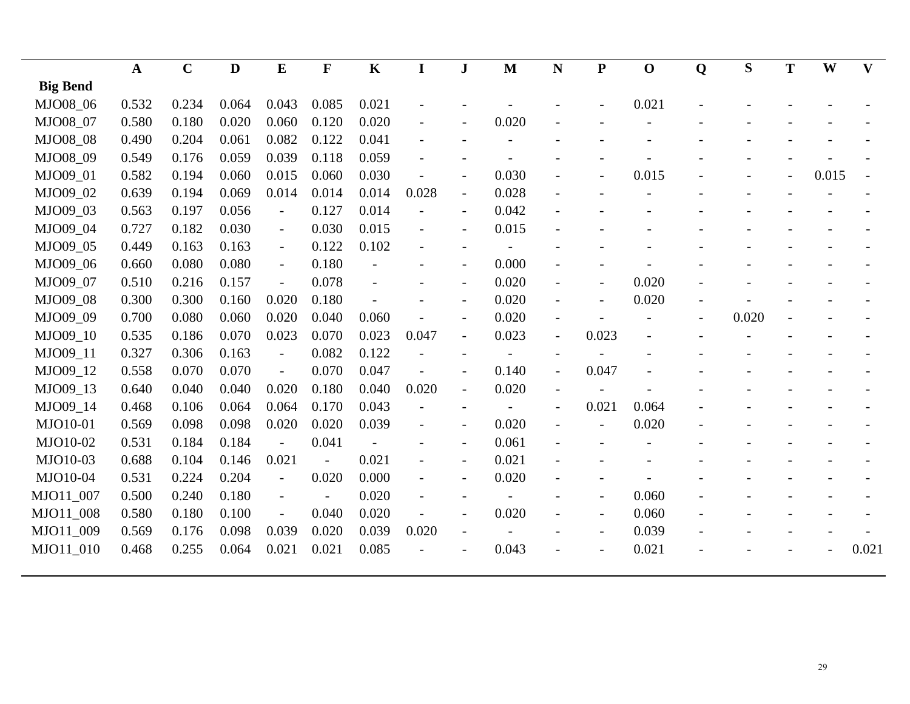| | A | C | D | E | F | K | I | J | M | N | P | O | Q | S | T | W | V |
|---|---|---|---|---|---|---|---|---|---|---|---|---|---|---|---|---|---|
| **Big Bend** | | | | | | | | | | | | | | | | | |
| MJO08_06 | 0.532 | 0.234 | 0.064 | 0.043 | 0.085 | 0.021 | - | - | - | - | - | 0.021 | - | - | - | - | - |
| MJO08_07 | 0.580 | 0.180 | 0.020 | 0.060 | 0.120 | 0.020 | - | - | 0.020 | - | - | - | - | - | - | - | - |
| MJO08_08 | 0.490 | 0.204 | 0.061 | 0.082 | 0.122 | 0.041 | - | - | - | - | - | - | - | - | - | - | - |
| MJO08_09 | 0.549 | 0.176 | 0.059 | 0.039 | 0.118 | 0.059 | - | - | - | - | - | - | - | - | - | - | - |
| MJO09_01 | 0.582 | 0.194 | 0.060 | 0.015 | 0.060 | 0.030 | - | - | 0.030 | - | - | 0.015 | - | - | - | 0.015 | - |
| MJO09_02 | 0.639 | 0.194 | 0.069 | 0.014 | 0.014 | 0.014 | 0.028 | - | 0.028 | - | - | - | - | - | - | - | - |
| MJO09_03 | 0.563 | 0.197 | 0.056 | - | 0.127 | 0.014 | - | - | 0.042 | - | - | - | - | - | - | - | - |
| MJO09_04 | 0.727 | 0.182 | 0.030 | - | 0.030 | 0.015 | - | - | 0.015 | - | - | - | - | - | - | - | - |
| MJO09_05 | 0.449 | 0.163 | 0.163 | - | 0.122 | 0.102 | - | - | - | - | - | - | - | - | - | - | - |
| MJO09_06 | 0.660 | 0.080 | 0.080 | - | 0.180 | - | - | - | 0.000 | - | - | - | - | - | - | - | - |
| MJO09_07 | 0.510 | 0.216 | 0.157 | - | 0.078 | - | - | - | 0.020 | - | - | 0.020 | - | - | - | - | - |
| MJO09_08 | 0.300 | 0.300 | 0.160 | 0.020 | 0.180 | - | - | - | 0.020 | - | - | 0.020 | - | - | - | - | - |
| MJO09_09 | 0.700 | 0.080 | 0.060 | 0.020 | 0.040 | 0.060 | - | - | 0.020 | - | - | - | - | 0.020 | - | - | - |
| MJO09_10 | 0.535 | 0.186 | 0.070 | 0.023 | 0.070 | 0.023 | 0.047 | - | 0.023 | - | 0.023 | - | - | - | - | - | - |
| MJO09_11 | 0.327 | 0.306 | 0.163 | - | 0.082 | 0.122 | - | - | - | - | - | - | - | - | - | - | - |
| MJO09_12 | 0.558 | 0.070 | 0.070 | - | 0.070 | 0.047 | - | - | 0.140 | - | 0.047 | - | - | - | - | - | - |
| MJO09_13 | 0.640 | 0.040 | 0.040 | 0.020 | 0.180 | 0.040 | 0.020 | - | 0.020 | - | - | - | - | - | - | - | - |
| MJO09_14 | 0.468 | 0.106 | 0.064 | 0.064 | 0.170 | 0.043 | - | - | - | - | 0.021 | 0.064 | - | - | - | - | - |
| MJO10-01 | 0.569 | 0.098 | 0.098 | 0.020 | 0.020 | 0.039 | - | - | 0.020 | - | - | 0.020 | - | - | - | - | - |
| MJO10-02 | 0.531 | 0.184 | 0.184 | - | 0.041 | - | - | - | 0.061 | - | - | - | - | - | - | - | - |
| MJO10-03 | 0.688 | 0.104 | 0.146 | 0.021 | - | 0.021 | - | - | 0.021 | - | - | - | - | - | - | - | - |
| MJO10-04 | 0.531 | 0.224 | 0.204 | - | 0.020 | 0.000 | - | - | 0.020 | - | - | - | - | - | - | - | - |
| MJO11_007 | 0.500 | 0.240 | 0.180 | - | - | 0.020 | - | - | - | - | - | 0.060 | - | - | - | - | - |
| MJO11_008 | 0.580 | 0.180 | 0.100 | - | 0.040 | 0.020 | - | - | 0.020 | - | - | 0.060 | - | - | - | - | - |
| MJO11_009 | 0.569 | 0.176 | 0.098 | 0.039 | 0.020 | 0.039 | 0.020 | - | - | - | - | 0.039 | - | - | - | - | - |
| MJO11_010 | 0.468 | 0.255 | 0.064 | 0.021 | 0.021 | 0.085 | - | - | 0.043 | - | - | 0.021 | - | - | - | - | 0.021 |